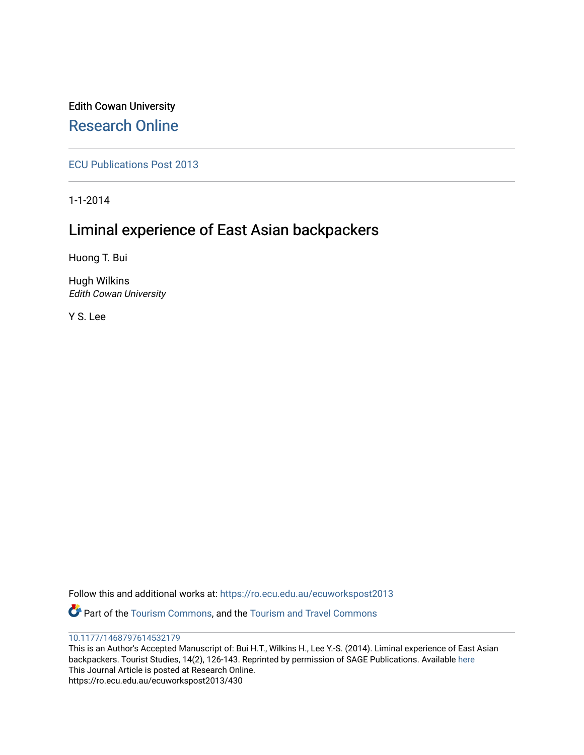Edith Cowan University

Research Online

ECU Publications Post 2013

1-1-2014

# Liminal experience of East Asian backpackers

Huong T. Bui

Hugh Wilkins
*Edith Cowan University*

Y S. Lee

Follow this and additional works at: https://ro.ecu.edu.au/ecuworkspost2013

Part of the Tourism Commons, and the Tourism and Travel Commons

10.1177/1468797614532179

This is an Author's Accepted Manuscript of: Bui H.T., Wilkins H., Lee Y.-S. (2014). Liminal experience of East Asian backpackers. Tourist Studies, 14(2), 126-143. Reprinted by permission of SAGE Publications. Available here

This Journal Article is posted at Research Online.

https://ro.ecu.edu.au/ecuworkspost2013/430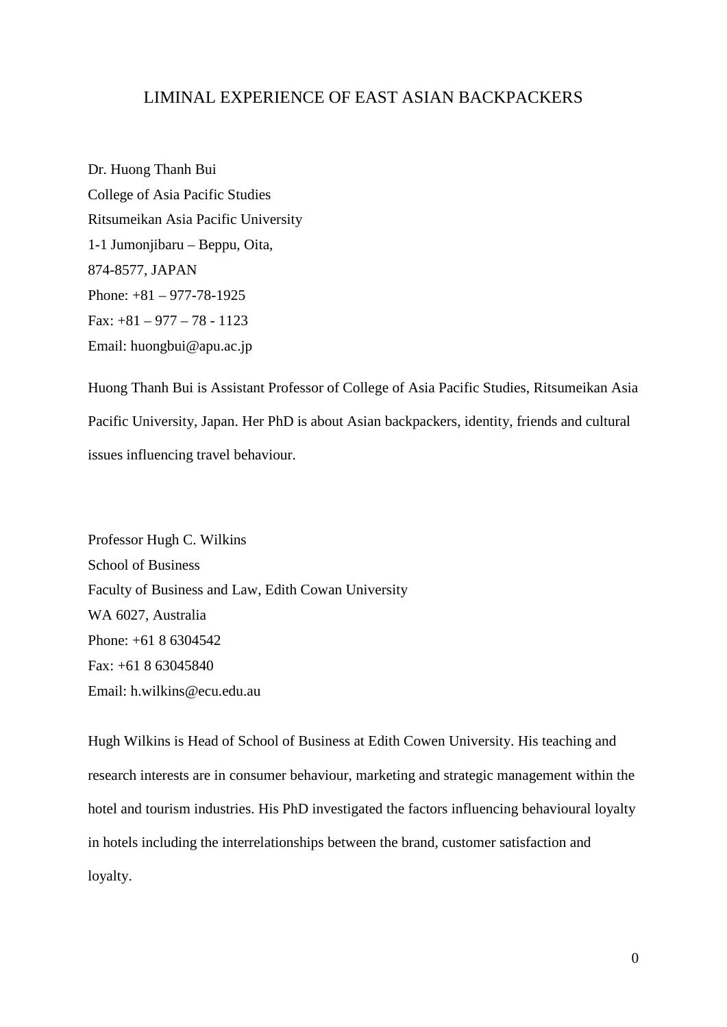# LIMINAL EXPERIENCE OF EAST ASIAN BACKPACKERS

Dr. Huong Thanh Bui
College of Asia Pacific Studies
Ritsumeikan Asia Pacific University
1-1 Jumonjibaru – Beppu, Oita,
874-8577, JAPAN
Phone: +81 – 977-78-1925
Fax: +81 – 977 – 78 - 1123
Email: huongbui@apu.ac.jp

Huong Thanh Bui is Assistant Professor of College of Asia Pacific Studies, Ritsumeikan Asia Pacific University, Japan. Her PhD is about Asian backpackers, identity, friends and cultural issues influencing travel behaviour.

Professor Hugh C. Wilkins
School of Business
Faculty of Business and Law, Edith Cowan University
WA 6027, Australia
Phone: +61 8 6304542
Fax: +61 8 63045840
Email: h.wilkins@ecu.edu.au

Hugh Wilkins is Head of School of Business at Edith Cowen University. His teaching and research interests are in consumer behaviour, marketing and strategic management within the hotel and tourism industries. His PhD investigated the factors influencing behavioural loyalty in hotels including the interrelationships between the brand, customer satisfaction and loyalty.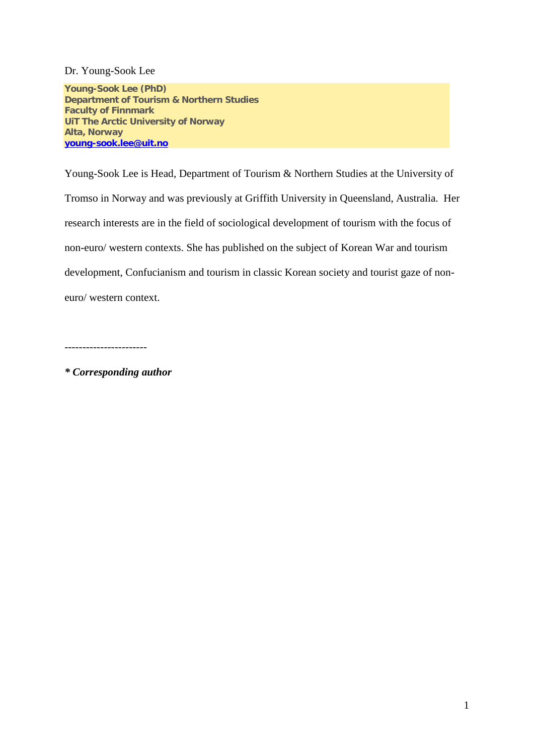Dr. Young-Sook Lee

**Young-Sook Lee (PhD)**
**Department of Tourism & Northern Studies**
**Faculty of Finnmark**
**UiT The Arctic University of Norway**
**Alta, Norway**
**young-sook.lee@uit.no**

Young-Sook Lee is Head, Department of Tourism & Northern Studies at the University of Tromso in Norway and was previously at Griffith University in Queensland, Australia. Her research interests are in the field of sociological development of tourism with the focus of non-euro/ western contexts. She has published on the subject of Korean War and tourism development, Confucianism and tourism in classic Korean society and tourist gaze of non-euro/ western context.

-----------------------

***\* Corresponding author***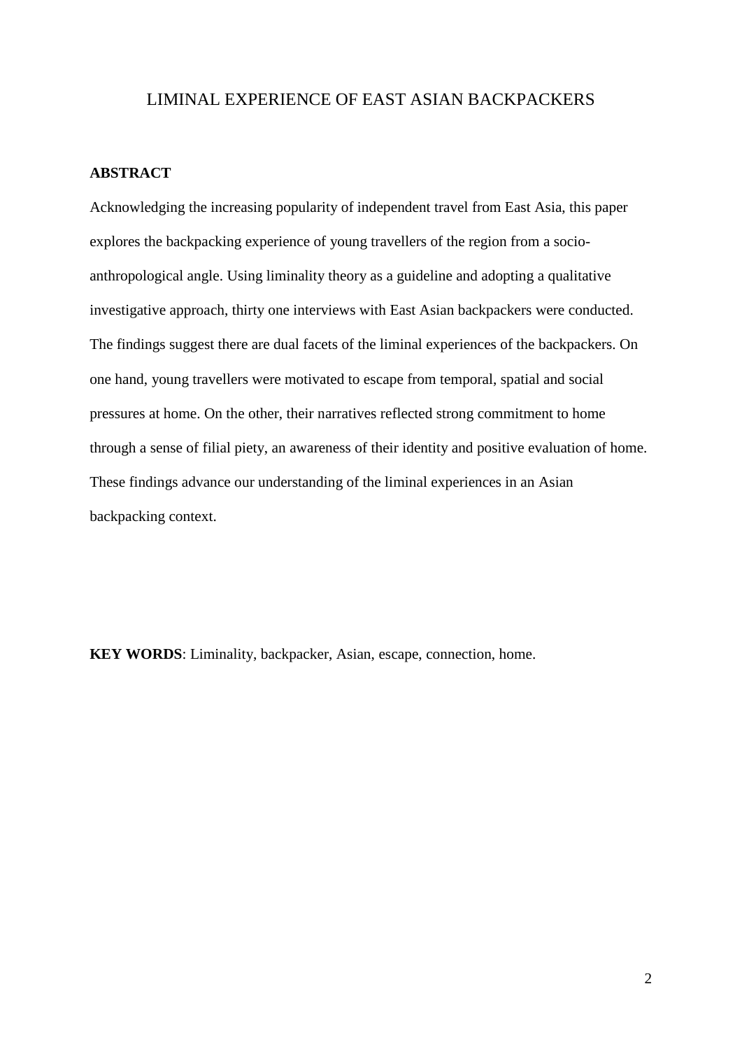# LIMINAL EXPERIENCE OF EAST ASIAN BACKPACKERS

**ABSTRACT**

Acknowledging the increasing popularity of independent travel from East Asia, this paper explores the backpacking experience of young travellers of the region from a socio-anthropological angle. Using liminality theory as a guideline and adopting a qualitative investigative approach, thirty one interviews with East Asian backpackers were conducted. The findings suggest there are dual facets of the liminal experiences of the backpackers. On one hand, young travellers were motivated to escape from temporal, spatial and social pressures at home. On the other, their narratives reflected strong commitment to home through a sense of filial piety, an awareness of their identity and positive evaluation of home. These findings advance our understanding of the liminal experiences in an Asian backpacking context.

**KEY WORDS**: Liminality, backpacker, Asian, escape, connection, home.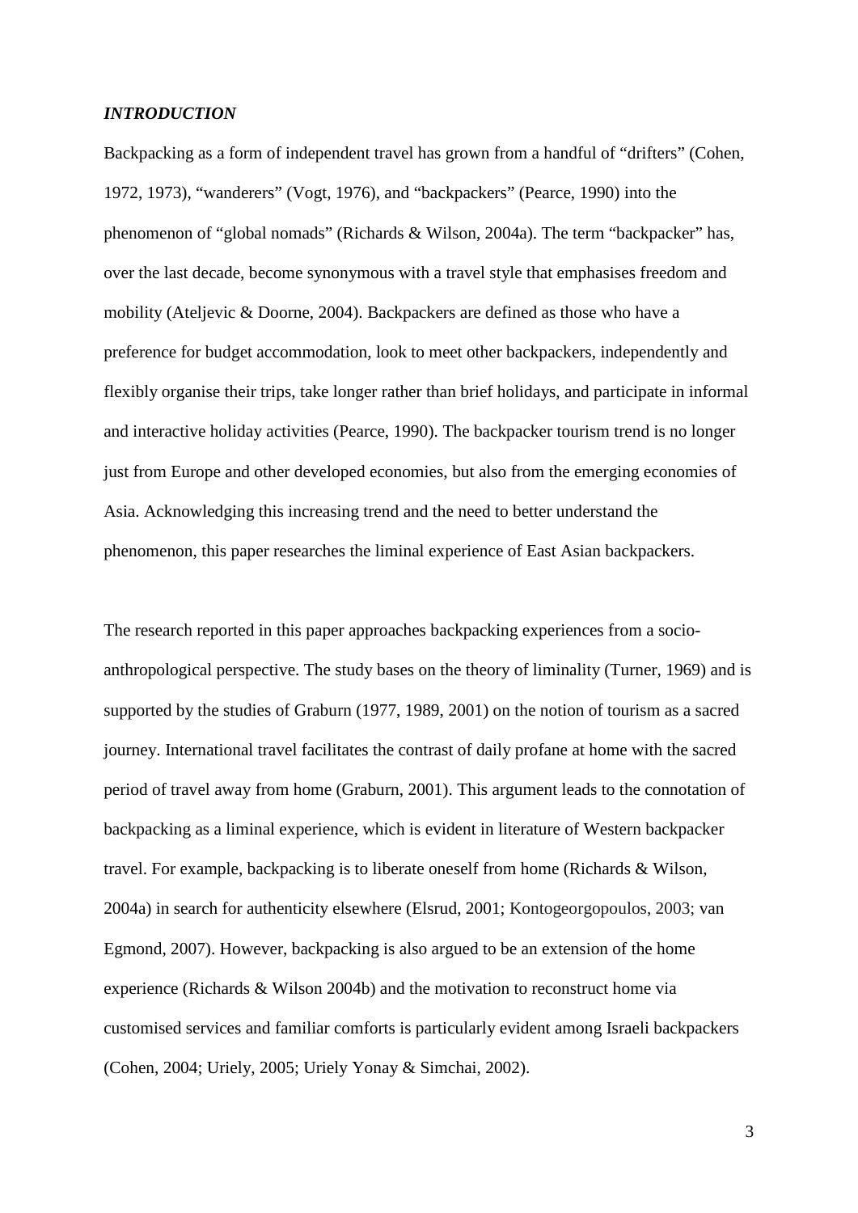***INTRODUCTION***

Backpacking as a form of independent travel has grown from a handful of "drifters" (Cohen, 1972, 1973), "wanderers" (Vogt, 1976), and "backpackers" (Pearce, 1990) into the phenomenon of "global nomads" (Richards & Wilson, 2004a). The term "backpacker" has, over the last decade, become synonymous with a travel style that emphasises freedom and mobility (Ateljevic & Doorne, 2004). Backpackers are defined as those who have a preference for budget accommodation, look to meet other backpackers, independently and flexibly organise their trips, take longer rather than brief holidays, and participate in informal and interactive holiday activities (Pearce, 1990). The backpacker tourism trend is no longer just from Europe and other developed economies, but also from the emerging economies of Asia. Acknowledging this increasing trend and the need to better understand the phenomenon, this paper researches the liminal experience of East Asian backpackers.

The research reported in this paper approaches backpacking experiences from a socio-anthropological perspective. The study bases on the theory of liminality (Turner, 1969) and is supported by the studies of Graburn (1977, 1989, 2001) on the notion of tourism as a sacred journey. International travel facilitates the contrast of daily profane at home with the sacred period of travel away from home (Graburn, 2001). This argument leads to the connotation of backpacking as a liminal experience, which is evident in literature of Western backpacker travel. For example, backpacking is to liberate oneself from home (Richards & Wilson, 2004a) in search for authenticity elsewhere (Elsrud, 2001; Kontogeorgopoulos, 2003; van Egmond, 2007). However, backpacking is also argued to be an extension of the home experience (Richards & Wilson 2004b) and the motivation to reconstruct home via customised services and familiar comforts is particularly evident among Israeli backpackers (Cohen, 2004; Uriely, 2005; Uriely Yonay & Simchai, 2002).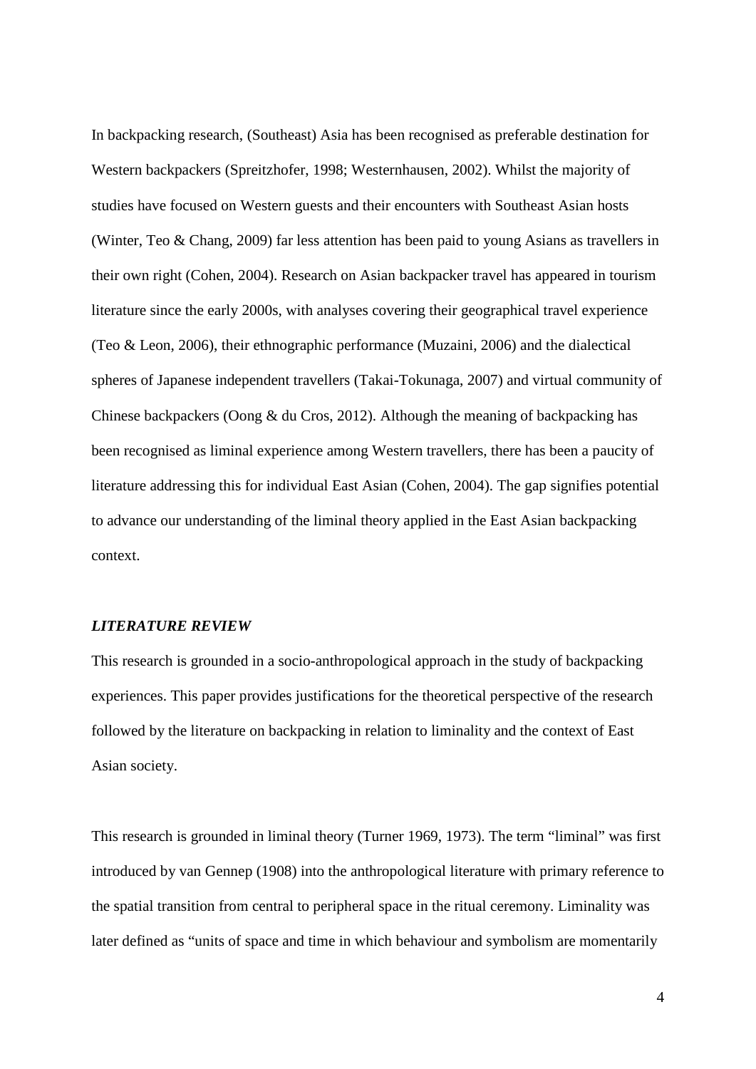In backpacking research, (Southeast) Asia has been recognised as preferable destination for Western backpackers (Spreitzhofer, 1998; Westernhausen, 2002). Whilst the majority of studies have focused on Western guests and their encounters with Southeast Asian hosts (Winter, Teo & Chang, 2009) far less attention has been paid to young Asians as travellers in their own right (Cohen, 2004). Research on Asian backpacker travel has appeared in tourism literature since the early 2000s, with analyses covering their geographical travel experience (Teo & Leon, 2006), their ethnographic performance (Muzaini, 2006) and the dialectical spheres of Japanese independent travellers (Takai-Tokunaga, 2007) and virtual community of Chinese backpackers (Oong & du Cros, 2012). Although the meaning of backpacking has been recognised as liminal experience among Western travellers, there has been a paucity of literature addressing this for individual East Asian (Cohen, 2004). The gap signifies potential to advance our understanding of the liminal theory applied in the East Asian backpacking context.

## *LITERATURE REVIEW*

This research is grounded in a socio-anthropological approach in the study of backpacking experiences. This paper provides justifications for the theoretical perspective of the research followed by the literature on backpacking in relation to liminality and the context of East Asian society.

This research is grounded in liminal theory (Turner 1969, 1973). The term "liminal" was first introduced by van Gennep (1908) into the anthropological literature with primary reference to the spatial transition from central to peripheral space in the ritual ceremony. Liminality was later defined as "units of space and time in which behaviour and symbolism are momentarily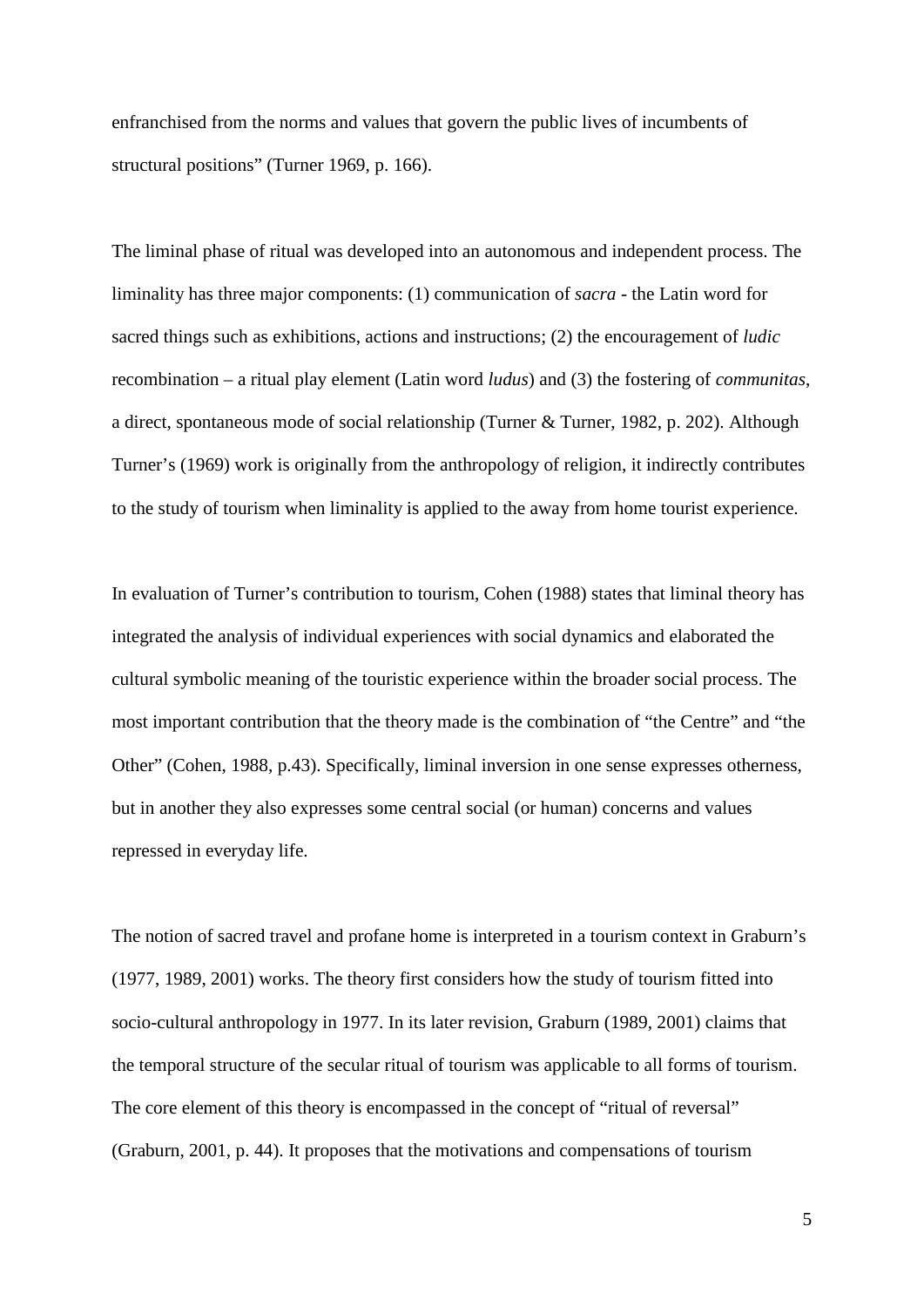enfranchised from the norms and values that govern the public lives of incumbents of structural positions" (Turner 1969, p. 166).

The liminal phase of ritual was developed into an autonomous and independent process. The liminality has three major components: (1) communication of *sacra* - the Latin word for sacred things such as exhibitions, actions and instructions; (2) the encouragement of *ludic* recombination – a ritual play element (Latin word *ludus*) and (3) the fostering of *communitas*, a direct, spontaneous mode of social relationship (Turner & Turner, 1982, p. 202). Although Turner's (1969) work is originally from the anthropology of religion, it indirectly contributes to the study of tourism when liminality is applied to the away from home tourist experience.

In evaluation of Turner's contribution to tourism, Cohen (1988) states that liminal theory has integrated the analysis of individual experiences with social dynamics and elaborated the cultural symbolic meaning of the touristic experience within the broader social process. The most important contribution that the theory made is the combination of "the Centre" and "the Other" (Cohen, 1988, p.43). Specifically, liminal inversion in one sense expresses otherness, but in another they also expresses some central social (or human) concerns and values repressed in everyday life.

The notion of sacred travel and profane home is interpreted in a tourism context in Graburn's (1977, 1989, 2001) works. The theory first considers how the study of tourism fitted into socio-cultural anthropology in 1977. In its later revision, Graburn (1989, 2001) claims that the temporal structure of the secular ritual of tourism was applicable to all forms of tourism. The core element of this theory is encompassed in the concept of "ritual of reversal" (Graburn, 2001, p. 44). It proposes that the motivations and compensations of tourism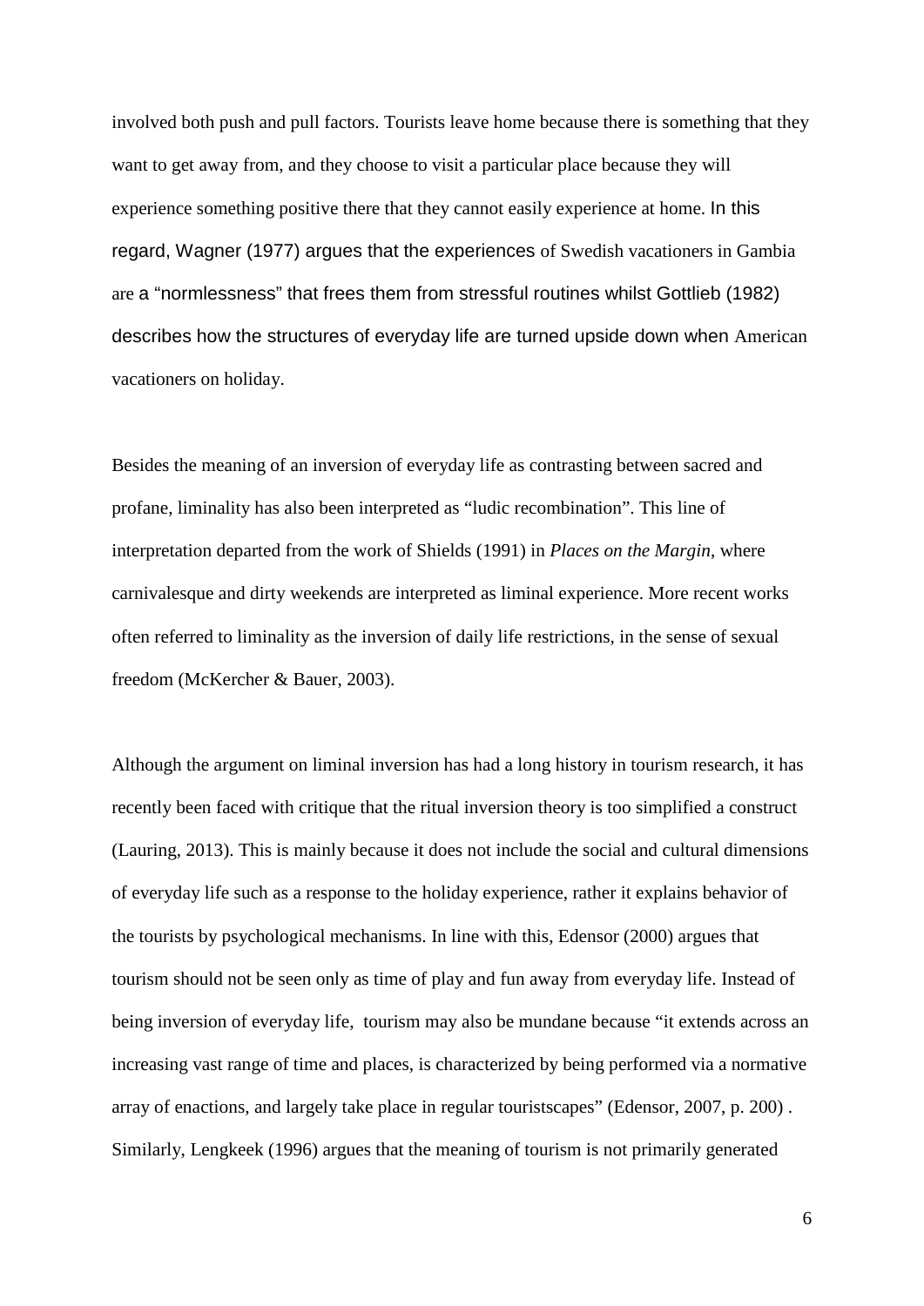involved both push and pull factors. Tourists leave home because there is something that they want to get away from, and they choose to visit a particular place because they will experience something positive there that they cannot easily experience at home. In this regard, Wagner (1977) argues that the experiences of Swedish vacationers in Gambia are a "normlessness" that frees them from stressful routines whilst Gottlieb (1982) describes how the structures of everyday life are turned upside down when American vacationers on holiday.

Besides the meaning of an inversion of everyday life as contrasting between sacred and profane, liminality has also been interpreted as "ludic recombination". This line of interpretation departed from the work of Shields (1991) in *Places on the Margin*, where carnivalesque and dirty weekends are interpreted as liminal experience. More recent works often referred to liminality as the inversion of daily life restrictions, in the sense of sexual freedom (McKercher & Bauer, 2003).

Although the argument on liminal inversion has had a long history in tourism research, it has recently been faced with critique that the ritual inversion theory is too simplified a construct (Lauring, 2013). This is mainly because it does not include the social and cultural dimensions of everyday life such as a response to the holiday experience, rather it explains behavior of the tourists by psychological mechanisms. In line with this, Edensor (2000) argues that tourism should not be seen only as time of play and fun away from everyday life. Instead of being inversion of everyday life, tourism may also be mundane because "it extends across an increasing vast range of time and places, is characterized by being performed via a normative array of enactions, and largely take place in regular touristscapes" (Edensor, 2007, p. 200) . Similarly, Lengkeek (1996) argues that the meaning of tourism is not primarily generated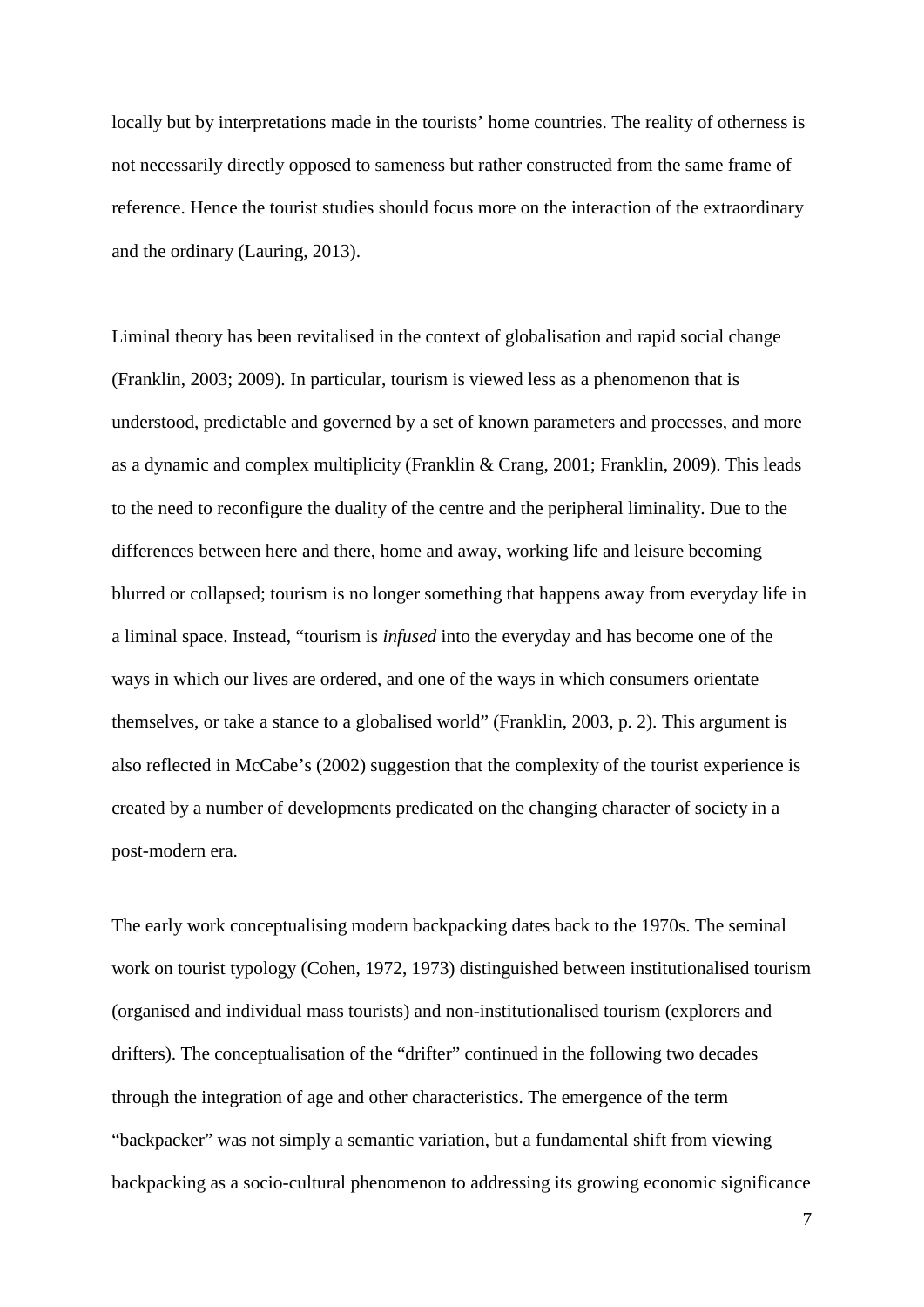locally but by interpretations made in the tourists' home countries. The reality of otherness is not necessarily directly opposed to sameness but rather constructed from the same frame of reference. Hence the tourist studies should focus more on the interaction of the extraordinary and the ordinary (Lauring, 2013).

Liminal theory has been revitalised in the context of globalisation and rapid social change (Franklin, 2003; 2009). In particular, tourism is viewed less as a phenomenon that is understood, predictable and governed by a set of known parameters and processes, and more as a dynamic and complex multiplicity (Franklin & Crang, 2001; Franklin, 2009). This leads to the need to reconfigure the duality of the centre and the peripheral liminality. Due to the differences between here and there, home and away, working life and leisure becoming blurred or collapsed; tourism is no longer something that happens away from everyday life in a liminal space. Instead, "tourism is *infused* into the everyday and has become one of the ways in which our lives are ordered, and one of the ways in which consumers orientate themselves, or take a stance to a globalised world" (Franklin, 2003, p. 2). This argument is also reflected in McCabe's (2002) suggestion that the complexity of the tourist experience is created by a number of developments predicated on the changing character of society in a post-modern era.

The early work conceptualising modern backpacking dates back to the 1970s. The seminal work on tourist typology (Cohen, 1972, 1973) distinguished between institutionalised tourism (organised and individual mass tourists) and non-institutionalised tourism (explorers and drifters). The conceptualisation of the "drifter" continued in the following two decades through the integration of age and other characteristics. The emergence of the term "backpacker" was not simply a semantic variation, but a fundamental shift from viewing backpacking as a socio-cultural phenomenon to addressing its growing economic significance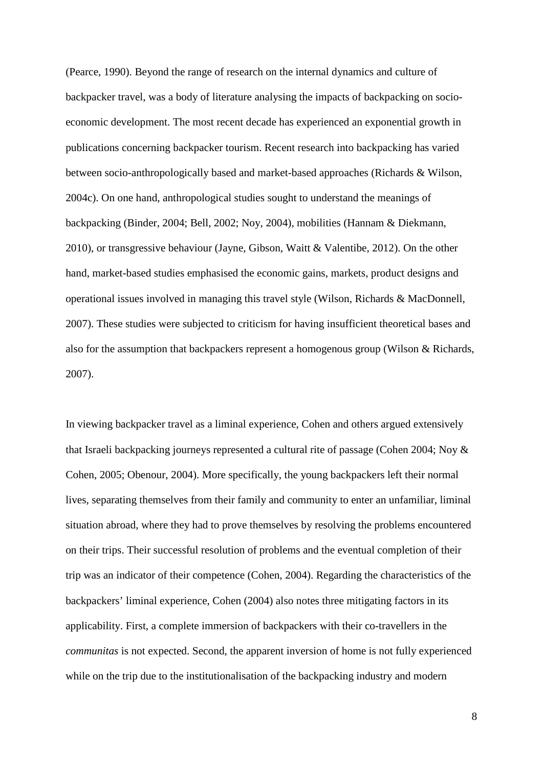(Pearce, 1990). Beyond the range of research on the internal dynamics and culture of backpacker travel, was a body of literature analysing the impacts of backpacking on socio-economic development. The most recent decade has experienced an exponential growth in publications concerning backpacker tourism. Recent research into backpacking has varied between socio-anthropologically based and market-based approaches (Richards & Wilson, 2004c). On one hand, anthropological studies sought to understand the meanings of backpacking (Binder, 2004; Bell, 2002; Noy, 2004), mobilities (Hannam & Diekmann, 2010), or transgressive behaviour (Jayne, Gibson, Waitt & Valentibe, 2012). On the other hand, market-based studies emphasised the economic gains, markets, product designs and operational issues involved in managing this travel style (Wilson, Richards & MacDonnell, 2007). These studies were subjected to criticism for having insufficient theoretical bases and also for the assumption that backpackers represent a homogenous group (Wilson & Richards, 2007).

In viewing backpacker travel as a liminal experience, Cohen and others argued extensively that Israeli backpacking journeys represented a cultural rite of passage (Cohen 2004; Noy & Cohen, 2005; Obenour, 2004). More specifically, the young backpackers left their normal lives, separating themselves from their family and community to enter an unfamiliar, liminal situation abroad, where they had to prove themselves by resolving the problems encountered on their trips. Their successful resolution of problems and the eventual completion of their trip was an indicator of their competence (Cohen, 2004). Regarding the characteristics of the backpackers' liminal experience, Cohen (2004) also notes three mitigating factors in its applicability. First, a complete immersion of backpackers with their co-travellers in the *communitas* is not expected. Second, the apparent inversion of home is not fully experienced while on the trip due to the institutionalisation of the backpacking industry and modern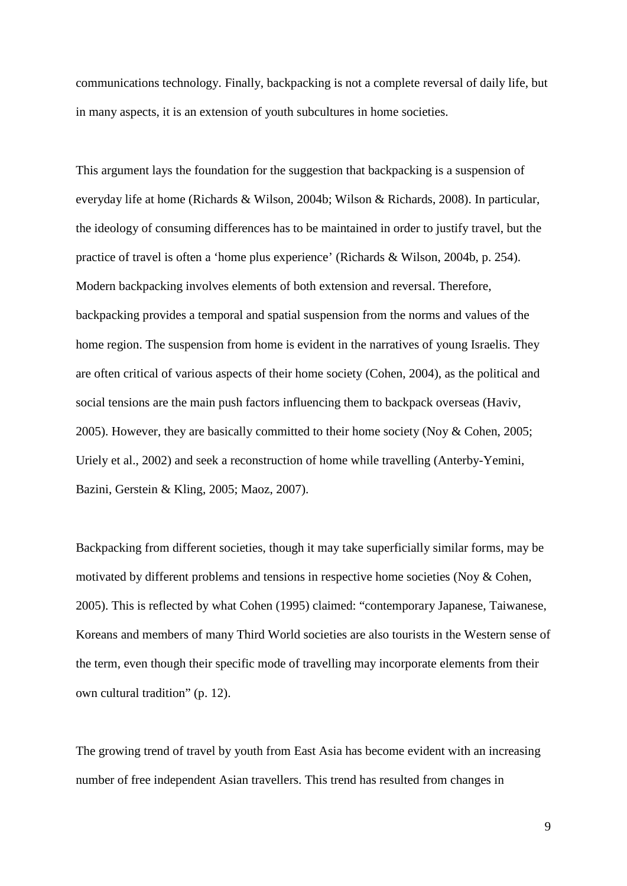communications technology. Finally, backpacking is not a complete reversal of daily life, but in many aspects, it is an extension of youth subcultures in home societies.

This argument lays the foundation for the suggestion that backpacking is a suspension of everyday life at home (Richards & Wilson, 2004b; Wilson & Richards, 2008). In particular, the ideology of consuming differences has to be maintained in order to justify travel, but the practice of travel is often a 'home plus experience' (Richards & Wilson, 2004b, p. 254). Modern backpacking involves elements of both extension and reversal. Therefore, backpacking provides a temporal and spatial suspension from the norms and values of the home region. The suspension from home is evident in the narratives of young Israelis. They are often critical of various aspects of their home society (Cohen, 2004), as the political and social tensions are the main push factors influencing them to backpack overseas (Haviv, 2005). However, they are basically committed to their home society (Noy & Cohen, 2005; Uriely et al., 2002) and seek a reconstruction of home while travelling (Anterby-Yemini, Bazini, Gerstein & Kling, 2005; Maoz, 2007).

Backpacking from different societies, though it may take superficially similar forms, may be motivated by different problems and tensions in respective home societies (Noy & Cohen, 2005). This is reflected by what Cohen (1995) claimed: "contemporary Japanese, Taiwanese, Koreans and members of many Third World societies are also tourists in the Western sense of the term, even though their specific mode of travelling may incorporate elements from their own cultural tradition" (p. 12).

The growing trend of travel by youth from East Asia has become evident with an increasing number of free independent Asian travellers. This trend has resulted from changes in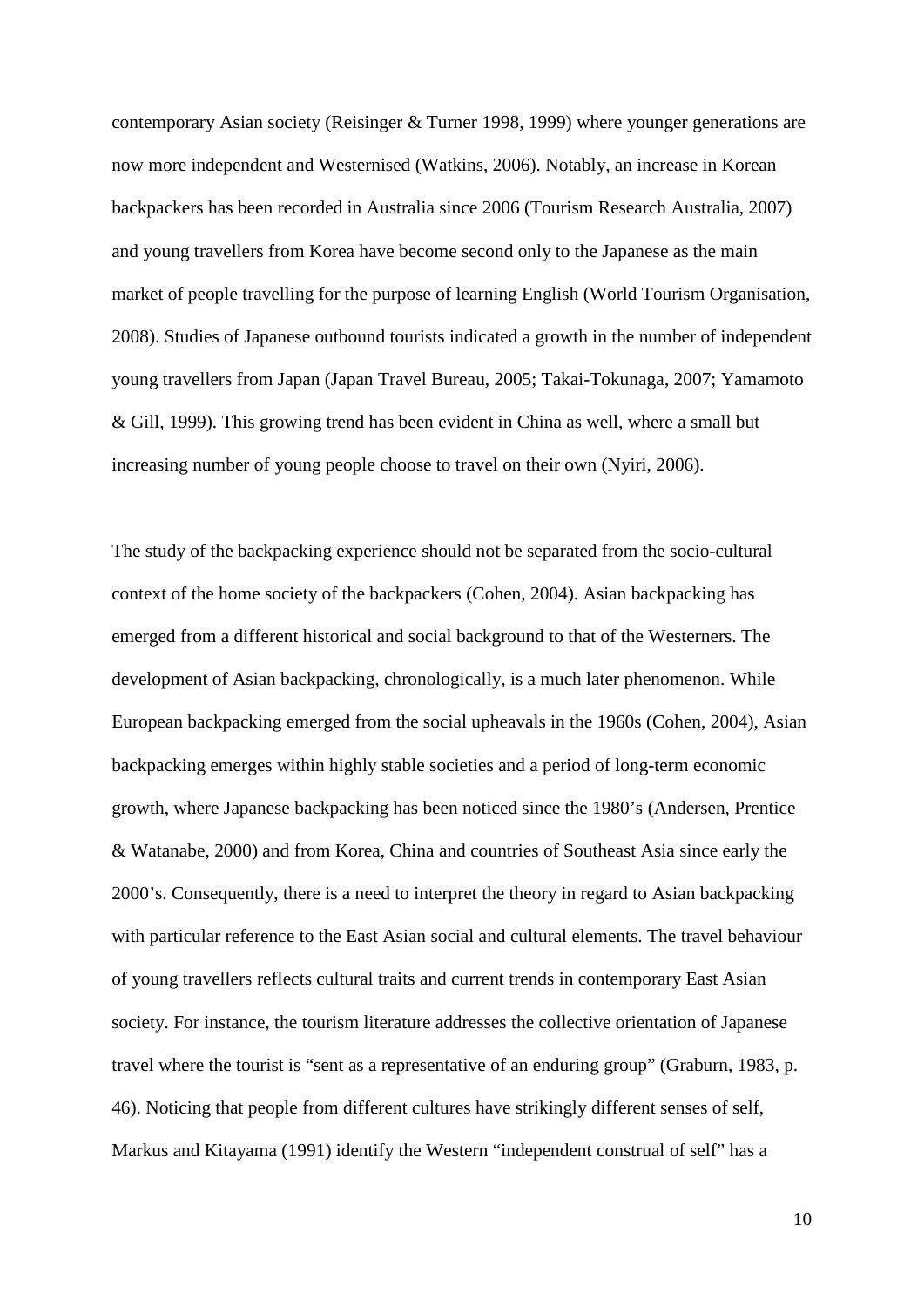contemporary Asian society (Reisinger & Turner 1998, 1999) where younger generations are now more independent and Westernised (Watkins, 2006). Notably, an increase in Korean backpackers has been recorded in Australia since 2006 (Tourism Research Australia, 2007) and young travellers from Korea have become second only to the Japanese as the main market of people travelling for the purpose of learning English (World Tourism Organisation, 2008). Studies of Japanese outbound tourists indicated a growth in the number of independent young travellers from Japan (Japan Travel Bureau, 2005; Takai-Tokunaga, 2007; Yamamoto & Gill, 1999). This growing trend has been evident in China as well, where a small but increasing number of young people choose to travel on their own (Nyiri, 2006).

The study of the backpacking experience should not be separated from the socio-cultural context of the home society of the backpackers (Cohen, 2004). Asian backpacking has emerged from a different historical and social background to that of the Westerners. The development of Asian backpacking, chronologically, is a much later phenomenon. While European backpacking emerged from the social upheavals in the 1960s (Cohen, 2004), Asian backpacking emerges within highly stable societies and a period of long-term economic growth, where Japanese backpacking has been noticed since the 1980's (Andersen, Prentice & Watanabe, 2000) and from Korea, China and countries of Southeast Asia since early the 2000's. Consequently, there is a need to interpret the theory in regard to Asian backpacking with particular reference to the East Asian social and cultural elements. The travel behaviour of young travellers reflects cultural traits and current trends in contemporary East Asian society. For instance, the tourism literature addresses the collective orientation of Japanese travel where the tourist is "sent as a representative of an enduring group" (Graburn, 1983, p. 46). Noticing that people from different cultures have strikingly different senses of self, Markus and Kitayama (1991) identify the Western "independent construal of self" has a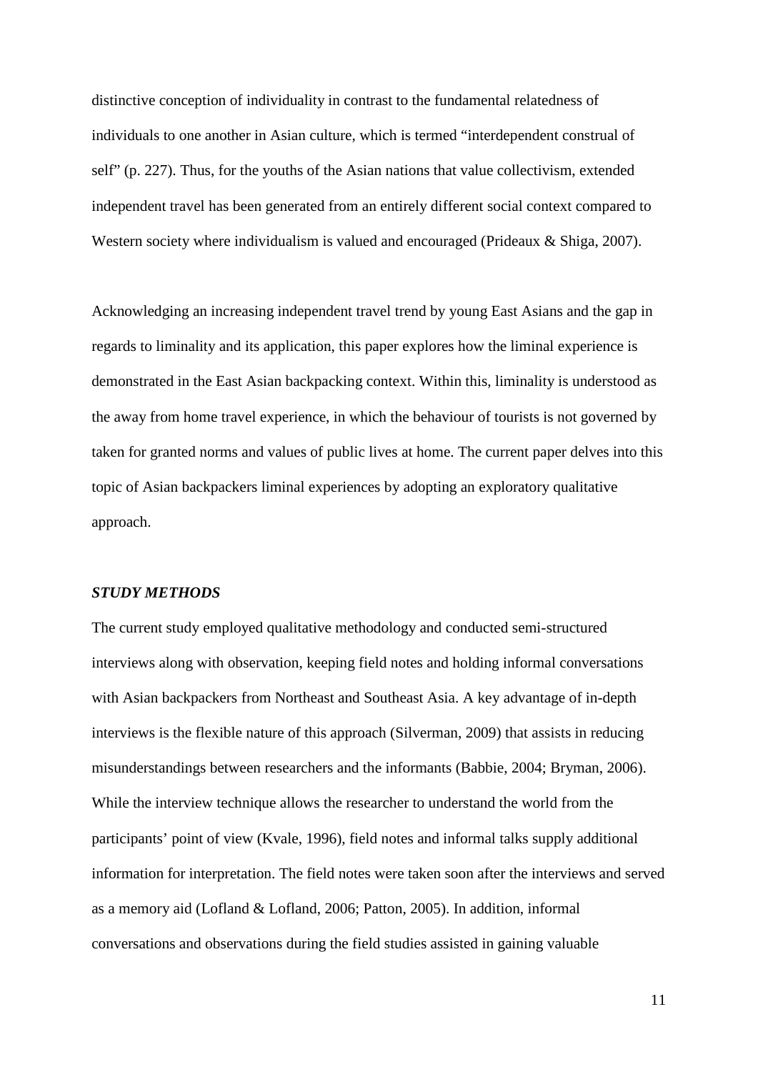distinctive conception of individuality in contrast to the fundamental relatedness of individuals to one another in Asian culture, which is termed "interdependent construal of self" (p. 227). Thus, for the youths of the Asian nations that value collectivism, extended independent travel has been generated from an entirely different social context compared to Western society where individualism is valued and encouraged (Prideaux & Shiga, 2007).

Acknowledging an increasing independent travel trend by young East Asians and the gap in regards to liminality and its application, this paper explores how the liminal experience is demonstrated in the East Asian backpacking context. Within this, liminality is understood as the away from home travel experience, in which the behaviour of tourists is not governed by taken for granted norms and values of public lives at home. The current paper delves into this topic of Asian backpackers liminal experiences by adopting an exploratory qualitative approach.

### *STUDY METHODS*

The current study employed qualitative methodology and conducted semi-structured interviews along with observation, keeping field notes and holding informal conversations with Asian backpackers from Northeast and Southeast Asia. A key advantage of in-depth interviews is the flexible nature of this approach (Silverman, 2009) that assists in reducing misunderstandings between researchers and the informants (Babbie, 2004; Bryman, 2006). While the interview technique allows the researcher to understand the world from the participants' point of view (Kvale, 1996), field notes and informal talks supply additional information for interpretation. The field notes were taken soon after the interviews and served as a memory aid (Lofland & Lofland, 2006; Patton, 2005). In addition, informal conversations and observations during the field studies assisted in gaining valuable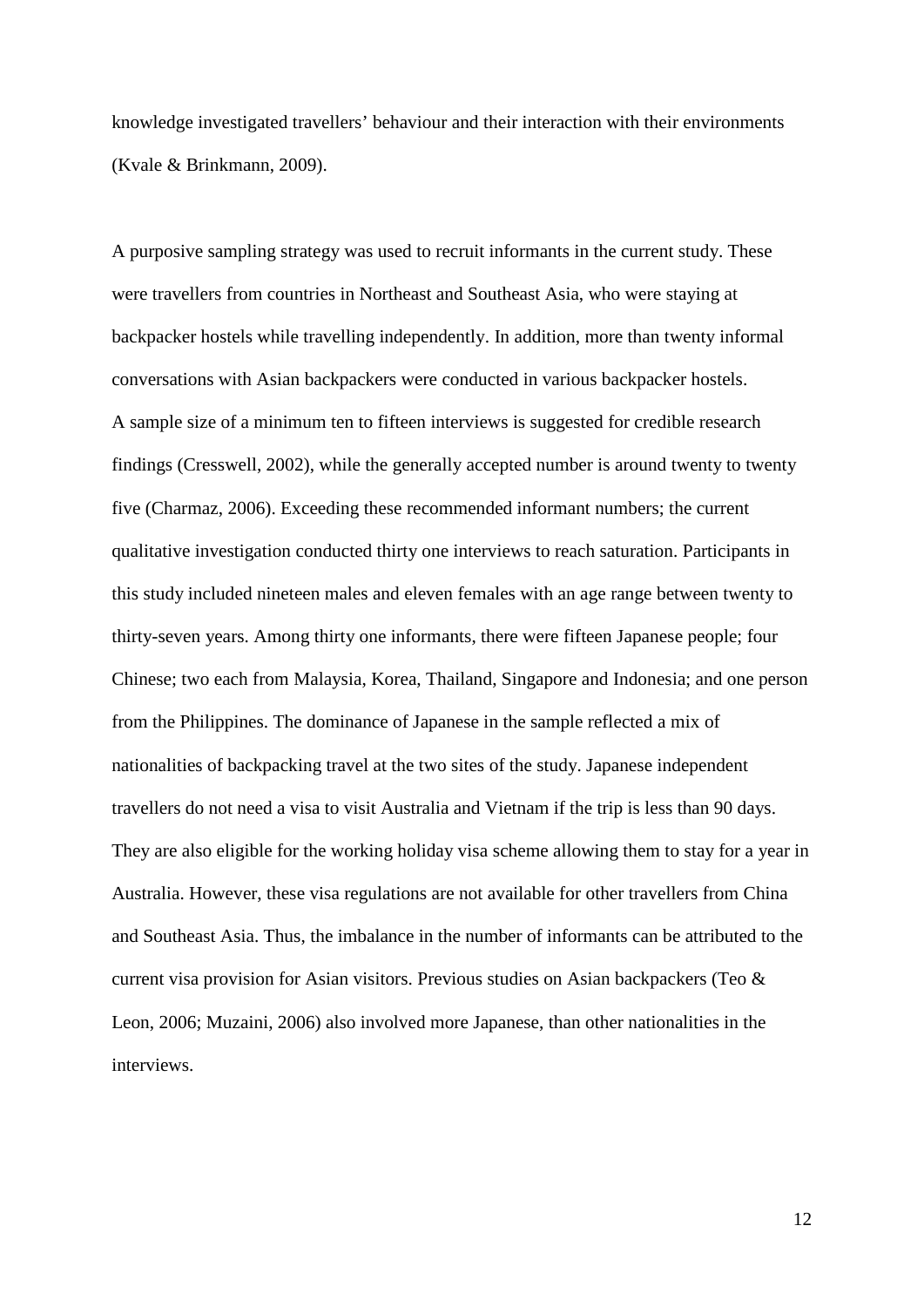knowledge investigated travellers' behaviour and their interaction with their environments (Kvale & Brinkmann, 2009).

A purposive sampling strategy was used to recruit informants in the current study. These were travellers from countries in Northeast and Southeast Asia, who were staying at backpacker hostels while travelling independently. In addition, more than twenty informal conversations with Asian backpackers were conducted in various backpacker hostels. A sample size of a minimum ten to fifteen interviews is suggested for credible research findings (Cresswell, 2002), while the generally accepted number is around twenty to twenty five (Charmaz, 2006). Exceeding these recommended informant numbers; the current qualitative investigation conducted thirty one interviews to reach saturation. Participants in this study included nineteen males and eleven females with an age range between twenty to thirty-seven years. Among thirty one informants, there were fifteen Japanese people; four Chinese; two each from Malaysia, Korea, Thailand, Singapore and Indonesia; and one person from the Philippines. The dominance of Japanese in the sample reflected a mix of nationalities of backpacking travel at the two sites of the study. Japanese independent travellers do not need a visa to visit Australia and Vietnam if the trip is less than 90 days. They are also eligible for the working holiday visa scheme allowing them to stay for a year in Australia. However, these visa regulations are not available for other travellers from China and Southeast Asia. Thus, the imbalance in the number of informants can be attributed to the current visa provision for Asian visitors. Previous studies on Asian backpackers (Teo & Leon, 2006; Muzaini, 2006) also involved more Japanese, than other nationalities in the interviews.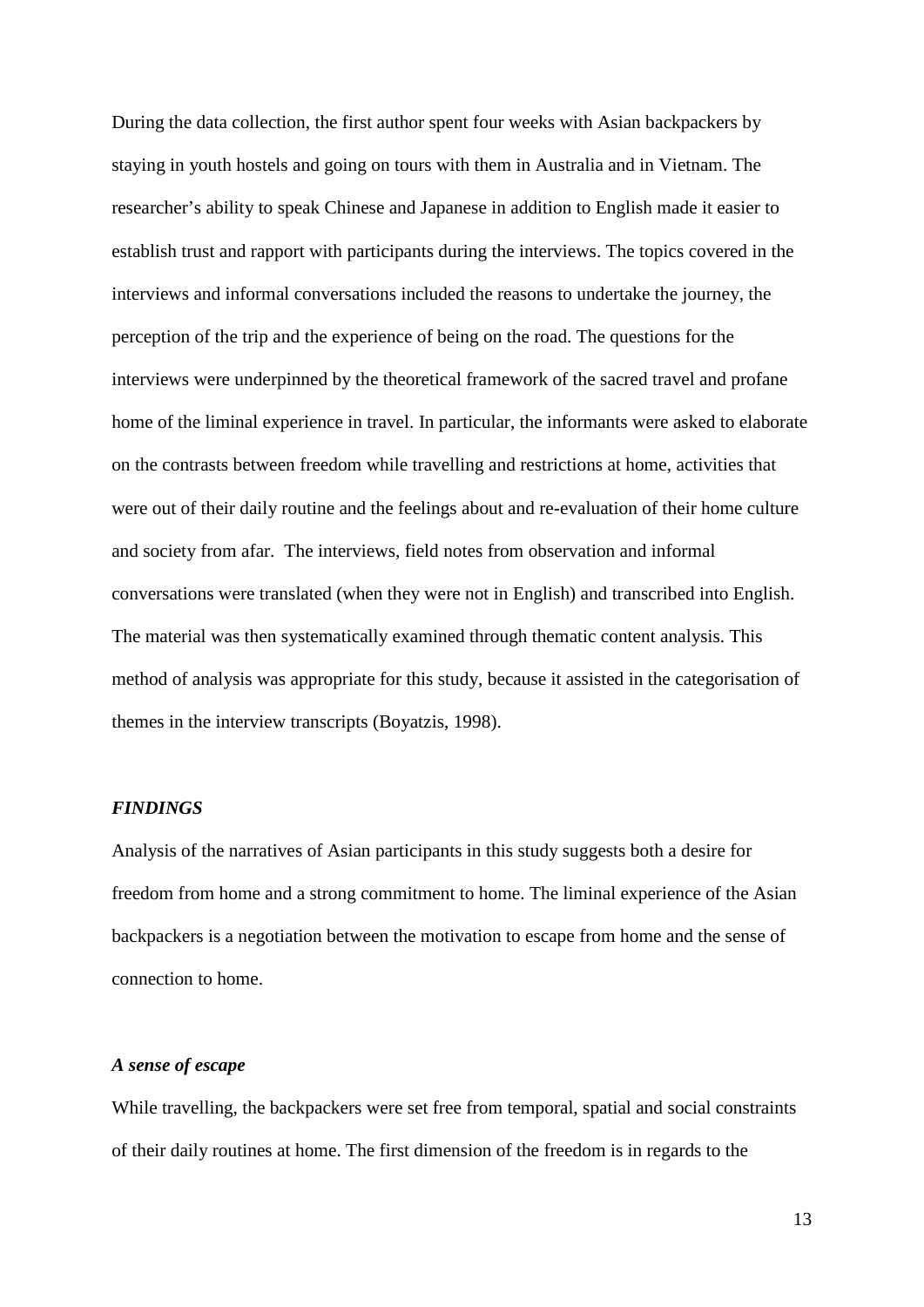During the data collection, the first author spent four weeks with Asian backpackers by staying in youth hostels and going on tours with them in Australia and in Vietnam. The researcher's ability to speak Chinese and Japanese in addition to English made it easier to establish trust and rapport with participants during the interviews. The topics covered in the interviews and informal conversations included the reasons to undertake the journey, the perception of the trip and the experience of being on the road. The questions for the interviews were underpinned by the theoretical framework of the sacred travel and profane home of the liminal experience in travel. In particular, the informants were asked to elaborate on the contrasts between freedom while travelling and restrictions at home, activities that were out of their daily routine and the feelings about and re-evaluation of their home culture and society from afar. The interviews, field notes from observation and informal conversations were translated (when they were not in English) and transcribed into English. The material was then systematically examined through thematic content analysis. This method of analysis was appropriate for this study, because it assisted in the categorisation of themes in the interview transcripts (Boyatzis, 1998).

## *FINDINGS*

Analysis of the narratives of Asian participants in this study suggests both a desire for freedom from home and a strong commitment to home. The liminal experience of the Asian backpackers is a negotiation between the motivation to escape from home and the sense of connection to home.

### *A sense of escape*

While travelling, the backpackers were set free from temporal, spatial and social constraints of their daily routines at home. The first dimension of the freedom is in regards to the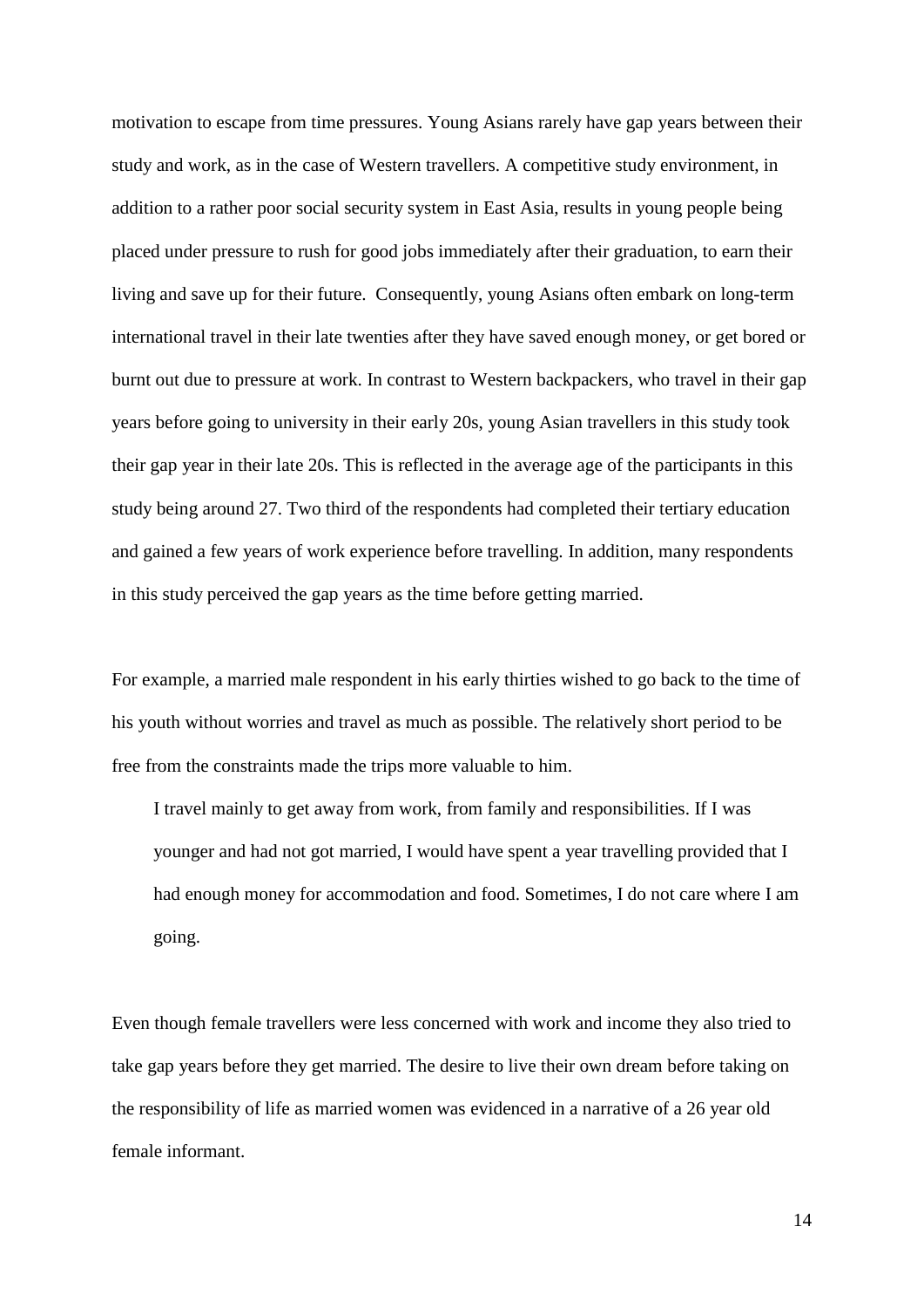motivation to escape from time pressures. Young Asians rarely have gap years between their study and work, as in the case of Western travellers. A competitive study environment, in addition to a rather poor social security system in East Asia, results in young people being placed under pressure to rush for good jobs immediately after their graduation, to earn their living and save up for their future. Consequently, young Asians often embark on long-term international travel in their late twenties after they have saved enough money, or get bored or burnt out due to pressure at work. In contrast to Western backpackers, who travel in their gap years before going to university in their early 20s, young Asian travellers in this study took their gap year in their late 20s. This is reflected in the average age of the participants in this study being around 27. Two third of the respondents had completed their tertiary education and gained a few years of work experience before travelling. In addition, many respondents in this study perceived the gap years as the time before getting married.

For example, a married male respondent in his early thirties wished to go back to the time of his youth without worries and travel as much as possible. The relatively short period to be free from the constraints made the trips more valuable to him.

> I travel mainly to get away from work, from family and responsibilities. If I was younger and had not got married, I would have spent a year travelling provided that I had enough money for accommodation and food. Sometimes, I do not care where I am going.

Even though female travellers were less concerned with work and income they also tried to take gap years before they get married. The desire to live their own dream before taking on the responsibility of life as married women was evidenced in a narrative of a 26 year old female informant.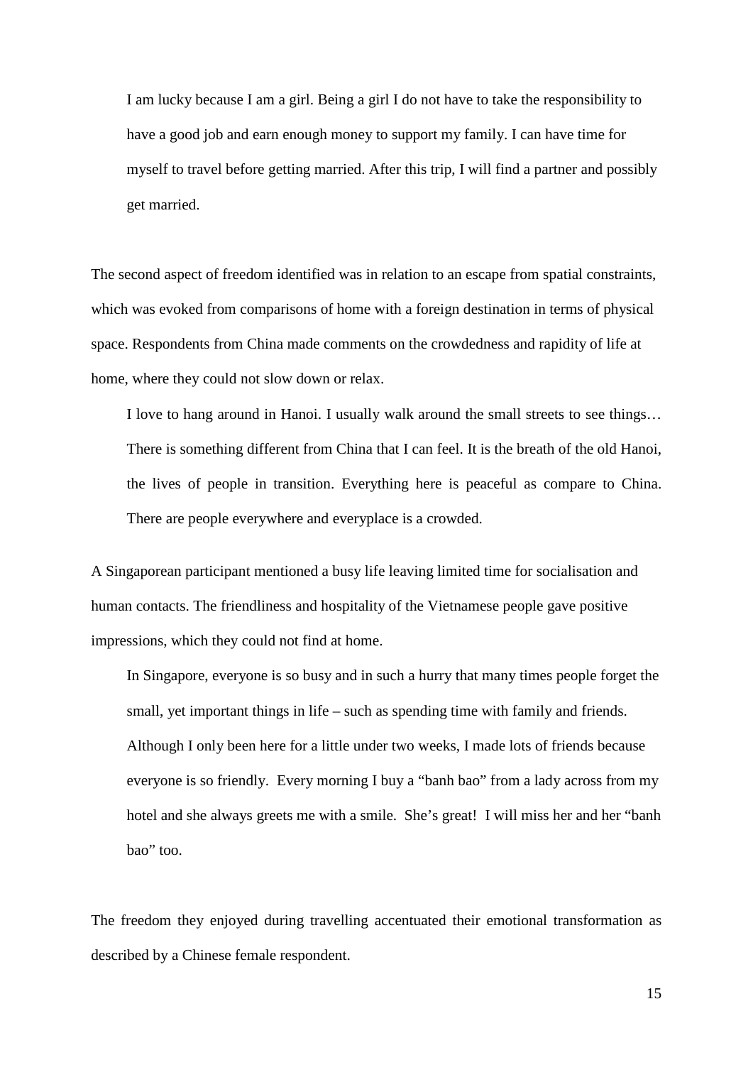> I am lucky because I am a girl. Being a girl I do not have to take the responsibility to have a good job and earn enough money to support my family. I can have time for myself to travel before getting married. After this trip, I will find a partner and possibly get married.

The second aspect of freedom identified was in relation to an escape from spatial constraints, which was evoked from comparisons of home with a foreign destination in terms of physical space. Respondents from China made comments on the crowdedness and rapidity of life at home, where they could not slow down or relax.

> I love to hang around in Hanoi. I usually walk around the small streets to see things… There is something different from China that I can feel. It is the breath of the old Hanoi, the lives of people in transition. Everything here is peaceful as compare to China. There are people everywhere and everyplace is a crowded.

A Singaporean participant mentioned a busy life leaving limited time for socialisation and human contacts. The friendliness and hospitality of the Vietnamese people gave positive impressions, which they could not find at home.

> In Singapore, everyone is so busy and in such a hurry that many times people forget the small, yet important things in life – such as spending time with family and friends. Although I only been here for a little under two weeks, I made lots of friends because everyone is so friendly. Every morning I buy a "banh bao" from a lady across from my hotel and she always greets me with a smile. She's great! I will miss her and her "banh bao" too.

The freedom they enjoyed during travelling accentuated their emotional transformation as described by a Chinese female respondent.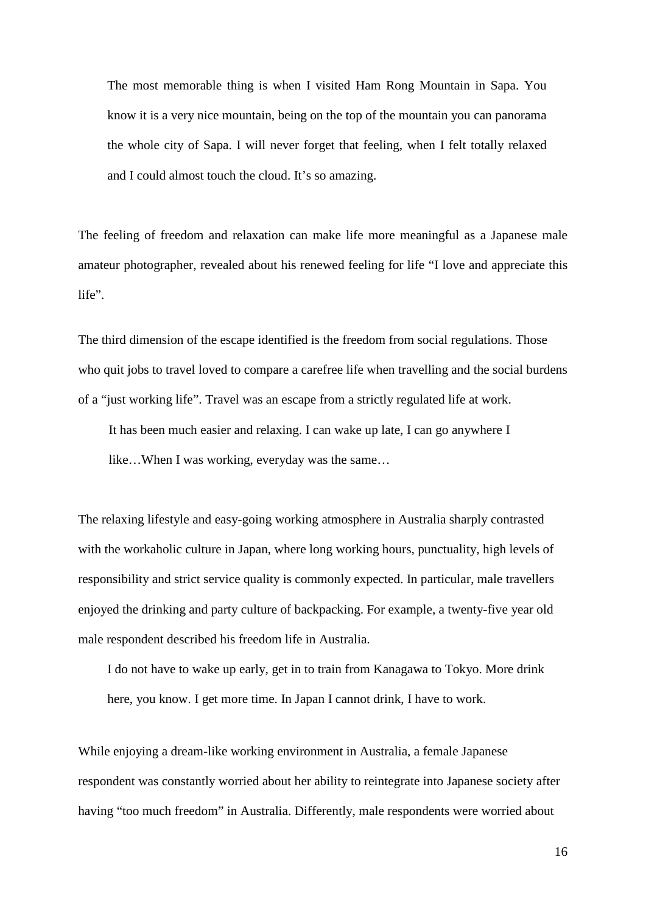> The most memorable thing is when I visited Ham Rong Mountain in Sapa. You know it is a very nice mountain, being on the top of the mountain you can panorama the whole city of Sapa. I will never forget that feeling, when I felt totally relaxed and I could almost touch the cloud. It's so amazing.

The feeling of freedom and relaxation can make life more meaningful as a Japanese male amateur photographer, revealed about his renewed feeling for life "I love and appreciate this life".

The third dimension of the escape identified is the freedom from social regulations. Those who quit jobs to travel loved to compare a carefree life when travelling and the social burdens of a "just working life". Travel was an escape from a strictly regulated life at work.

> It has been much easier and relaxing. I can wake up late, I can go anywhere I like…When I was working, everyday was the same…

The relaxing lifestyle and easy-going working atmosphere in Australia sharply contrasted with the workaholic culture in Japan, where long working hours, punctuality, high levels of responsibility and strict service quality is commonly expected. In particular, male travellers enjoyed the drinking and party culture of backpacking. For example, a twenty-five year old male respondent described his freedom life in Australia.

> I do not have to wake up early, get in to train from Kanagawa to Tokyo. More drink here, you know. I get more time. In Japan I cannot drink, I have to work.

While enjoying a dream-like working environment in Australia, a female Japanese respondent was constantly worried about her ability to reintegrate into Japanese society after having "too much freedom" in Australia. Differently, male respondents were worried about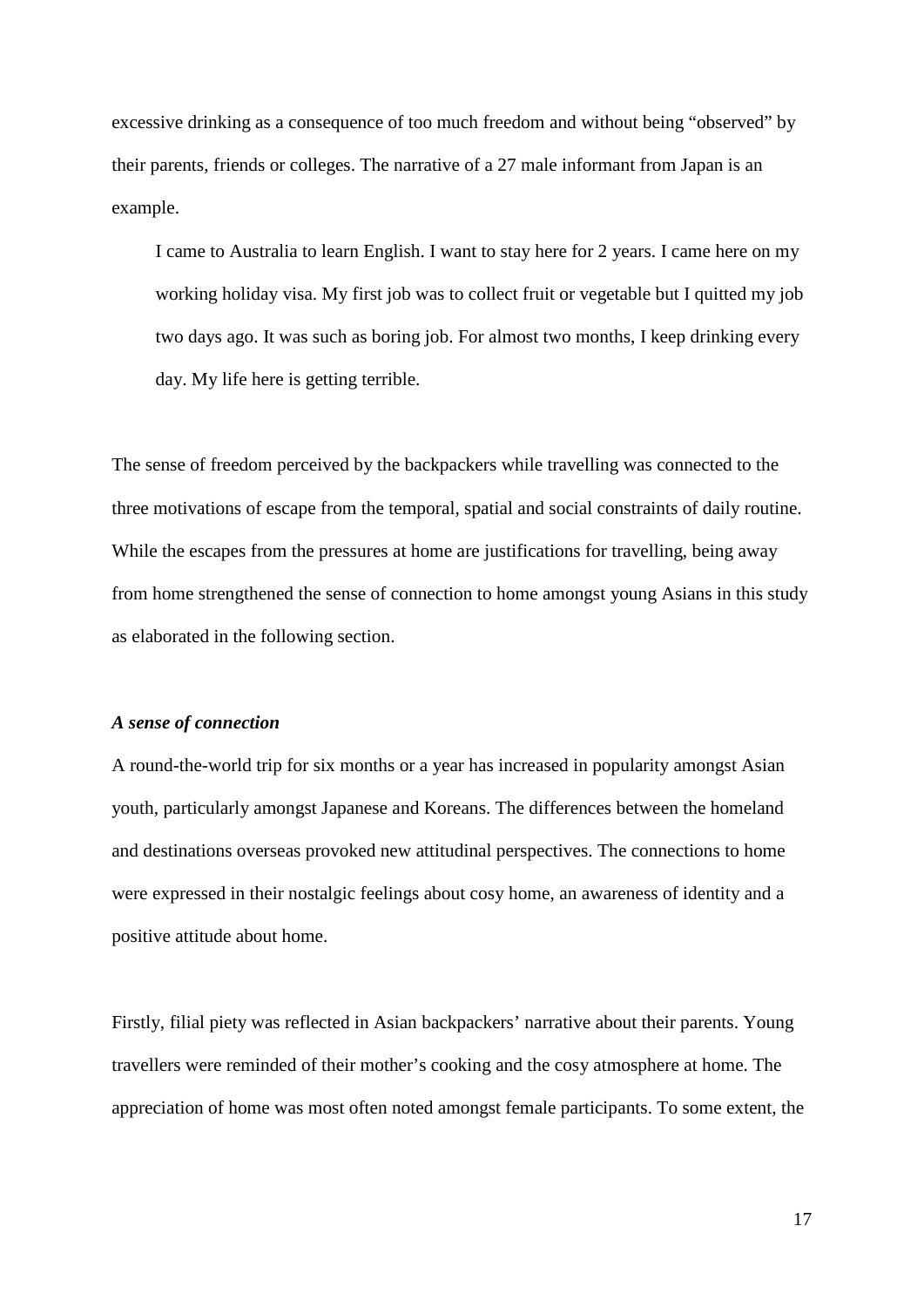excessive drinking as a consequence of too much freedom and without being "observed" by their parents, friends or colleges. The narrative of a 27 male informant from Japan is an example.

> I came to Australia to learn English. I want to stay here for 2 years. I came here on my working holiday visa. My first job was to collect fruit or vegetable but I quitted my job two days ago. It was such as boring job. For almost two months, I keep drinking every day. My life here is getting terrible.

The sense of freedom perceived by the backpackers while travelling was connected to the three motivations of escape from the temporal, spatial and social constraints of daily routine. While the escapes from the pressures at home are justifications for travelling, being away from home strengthened the sense of connection to home amongst young Asians in this study as elaborated in the following section.

***A sense of connection***

A round-the-world trip for six months or a year has increased in popularity amongst Asian youth, particularly amongst Japanese and Koreans. The differences between the homeland and destinations overseas provoked new attitudinal perspectives. The connections to home were expressed in their nostalgic feelings about cosy home, an awareness of identity and a positive attitude about home.

Firstly, filial piety was reflected in Asian backpackers' narrative about their parents. Young travellers were reminded of their mother's cooking and the cosy atmosphere at home. The appreciation of home was most often noted amongst female participants. To some extent, the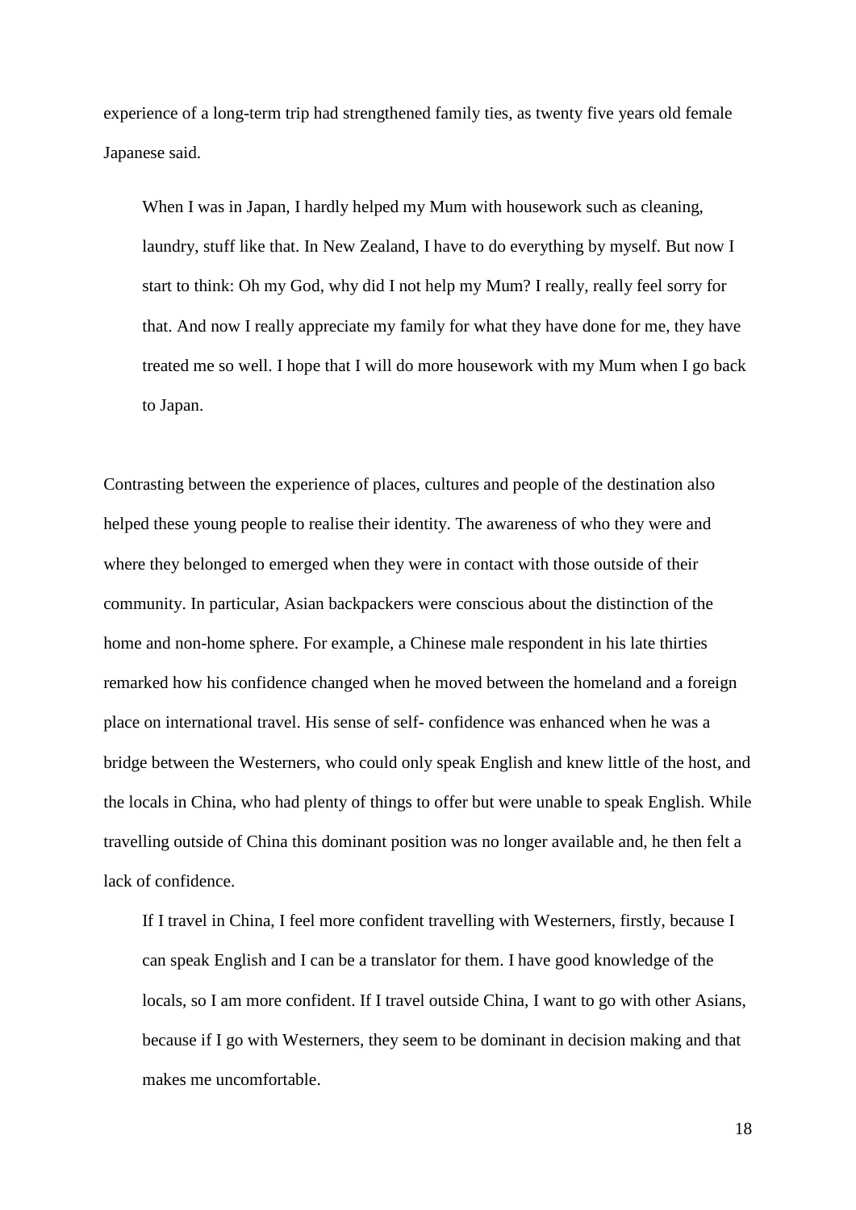experience of a long-term trip had strengthened family ties, as twenty five years old female Japanese said.

> When I was in Japan, I hardly helped my Mum with housework such as cleaning, laundry, stuff like that. In New Zealand, I have to do everything by myself. But now I start to think: Oh my God, why did I not help my Mum? I really, really feel sorry for that. And now I really appreciate my family for what they have done for me, they have treated me so well. I hope that I will do more housework with my Mum when I go back to Japan.

Contrasting between the experience of places, cultures and people of the destination also helped these young people to realise their identity. The awareness of who they were and where they belonged to emerged when they were in contact with those outside of their community. In particular, Asian backpackers were conscious about the distinction of the home and non-home sphere. For example, a Chinese male respondent in his late thirties remarked how his confidence changed when he moved between the homeland and a foreign place on international travel. His sense of self- confidence was enhanced when he was a bridge between the Westerners, who could only speak English and knew little of the host, and the locals in China, who had plenty of things to offer but were unable to speak English. While travelling outside of China this dominant position was no longer available and, he then felt a lack of confidence.

> If I travel in China, I feel more confident travelling with Westerners, firstly, because I can speak English and I can be a translator for them. I have good knowledge of the locals, so I am more confident. If I travel outside China, I want to go with other Asians, because if I go with Westerners, they seem to be dominant in decision making and that makes me uncomfortable.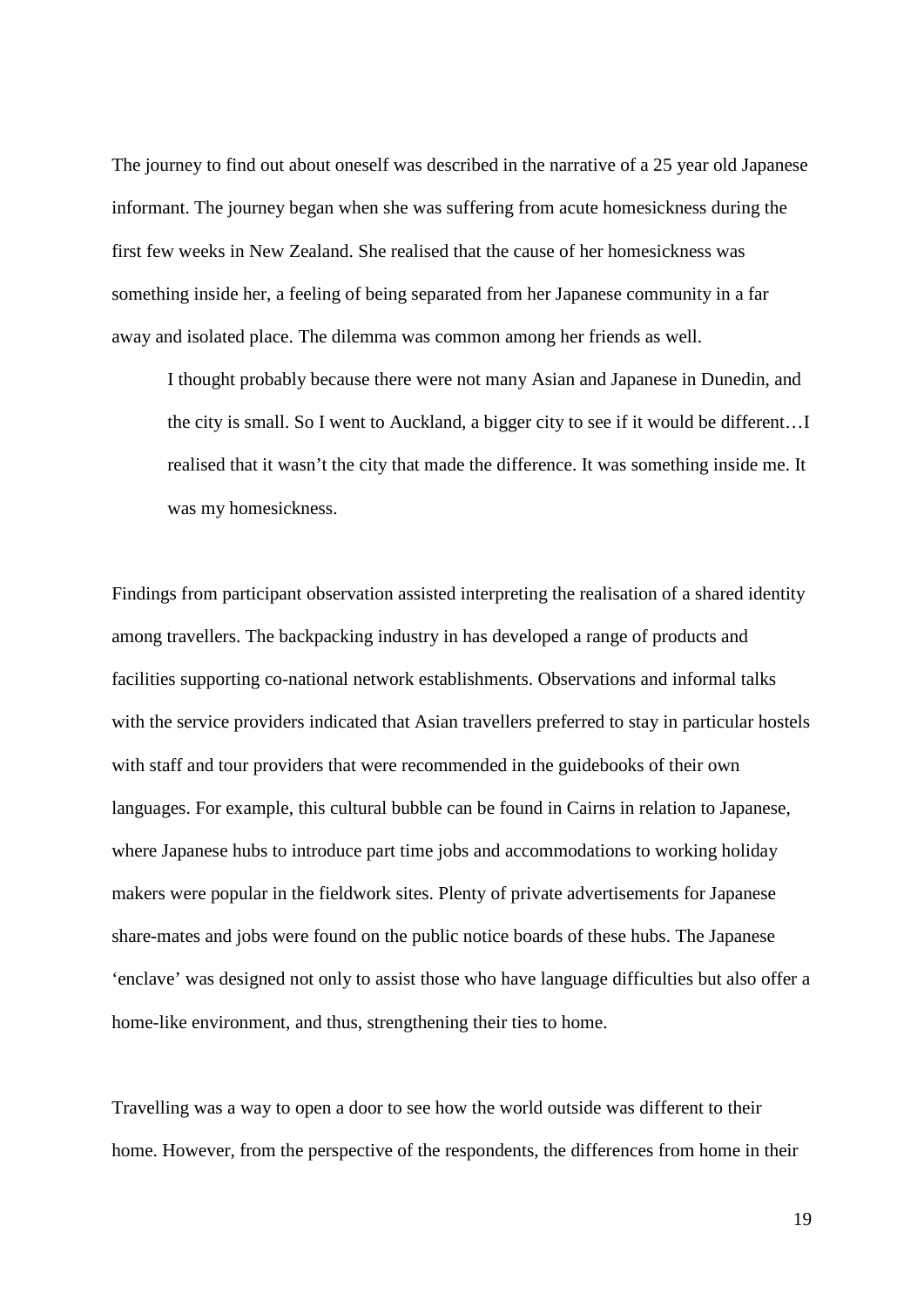The journey to find out about oneself was described in the narrative of a 25 year old Japanese informant. The journey began when she was suffering from acute homesickness during the first few weeks in New Zealand. She realised that the cause of her homesickness was something inside her, a feeling of being separated from her Japanese community in a far away and isolated place. The dilemma was common among her friends as well.

> I thought probably because there were not many Asian and Japanese in Dunedin, and the city is small. So I went to Auckland, a bigger city to see if it would be different…I realised that it wasn't the city that made the difference. It was something inside me. It was my homesickness.

Findings from participant observation assisted interpreting the realisation of a shared identity among travellers. The backpacking industry in has developed a range of products and facilities supporting co-national network establishments. Observations and informal talks with the service providers indicated that Asian travellers preferred to stay in particular hostels with staff and tour providers that were recommended in the guidebooks of their own languages. For example, this cultural bubble can be found in Cairns in relation to Japanese, where Japanese hubs to introduce part time jobs and accommodations to working holiday makers were popular in the fieldwork sites. Plenty of private advertisements for Japanese share-mates and jobs were found on the public notice boards of these hubs. The Japanese 'enclave' was designed not only to assist those who have language difficulties but also offer a home-like environment, and thus, strengthening their ties to home.

Travelling was a way to open a door to see how the world outside was different to their home. However, from the perspective of the respondents, the differences from home in their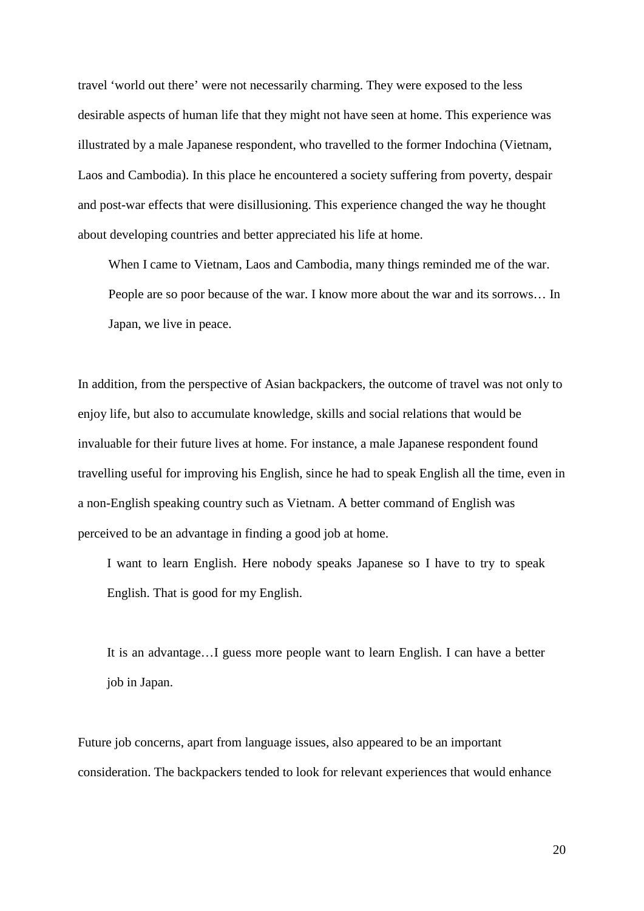travel 'world out there' were not necessarily charming. They were exposed to the less desirable aspects of human life that they might not have seen at home. This experience was illustrated by a male Japanese respondent, who travelled to the former Indochina (Vietnam, Laos and Cambodia). In this place he encountered a society suffering from poverty, despair and post-war effects that were disillusioning. This experience changed the way he thought about developing countries and better appreciated his life at home.

> When I came to Vietnam, Laos and Cambodia, many things reminded me of the war. People are so poor because of the war. I know more about the war and its sorrows… In Japan, we live in peace.

In addition, from the perspective of Asian backpackers, the outcome of travel was not only to enjoy life, but also to accumulate knowledge, skills and social relations that would be invaluable for their future lives at home. For instance, a male Japanese respondent found travelling useful for improving his English, since he had to speak English all the time, even in a non-English speaking country such as Vietnam. A better command of English was perceived to be an advantage in finding a good job at home.

> I want to learn English. Here nobody speaks Japanese so I have to try to speak English. That is good for my English.

> It is an advantage…I guess more people want to learn English. I can have a better job in Japan.

Future job concerns, apart from language issues, also appeared to be an important consideration. The backpackers tended to look for relevant experiences that would enhance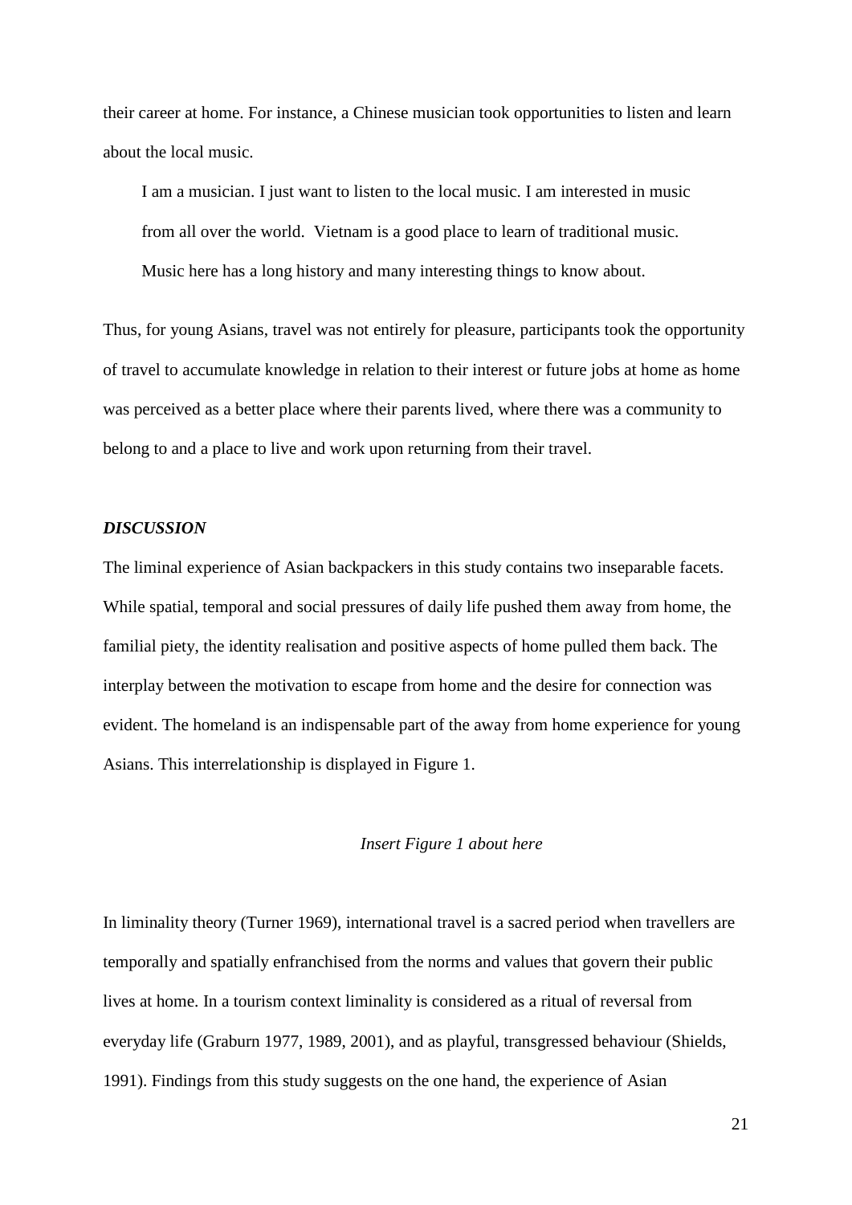their career at home. For instance, a Chinese musician took opportunities to listen and learn about the local music.

> I am a musician. I just want to listen to the local music. I am interested in music from all over the world.  Vietnam is a good place to learn of traditional music. Music here has a long history and many interesting things to know about.

Thus, for young Asians, travel was not entirely for pleasure, participants took the opportunity of travel to accumulate knowledge in relation to their interest or future jobs at home as home was perceived as a better place where their parents lived, where there was a community to belong to and a place to live and work upon returning from their travel.

## *DISCUSSION*

The liminal experience of Asian backpackers in this study contains two inseparable facets. While spatial, temporal and social pressures of daily life pushed them away from home, the familial piety, the identity realisation and positive aspects of home pulled them back. The interplay between the motivation to escape from home and the desire for connection was evident. The homeland is an indispensable part of the away from home experience for young Asians. This interrelationship is displayed in Figure 1.

*Insert Figure 1 about here*

In liminality theory (Turner 1969), international travel is a sacred period when travellers are temporally and spatially enfranchised from the norms and values that govern their public lives at home. In a tourism context liminality is considered as a ritual of reversal from everyday life (Graburn 1977, 1989, 2001), and as playful, transgressed behaviour (Shields, 1991). Findings from this study suggests on the one hand, the experience of Asian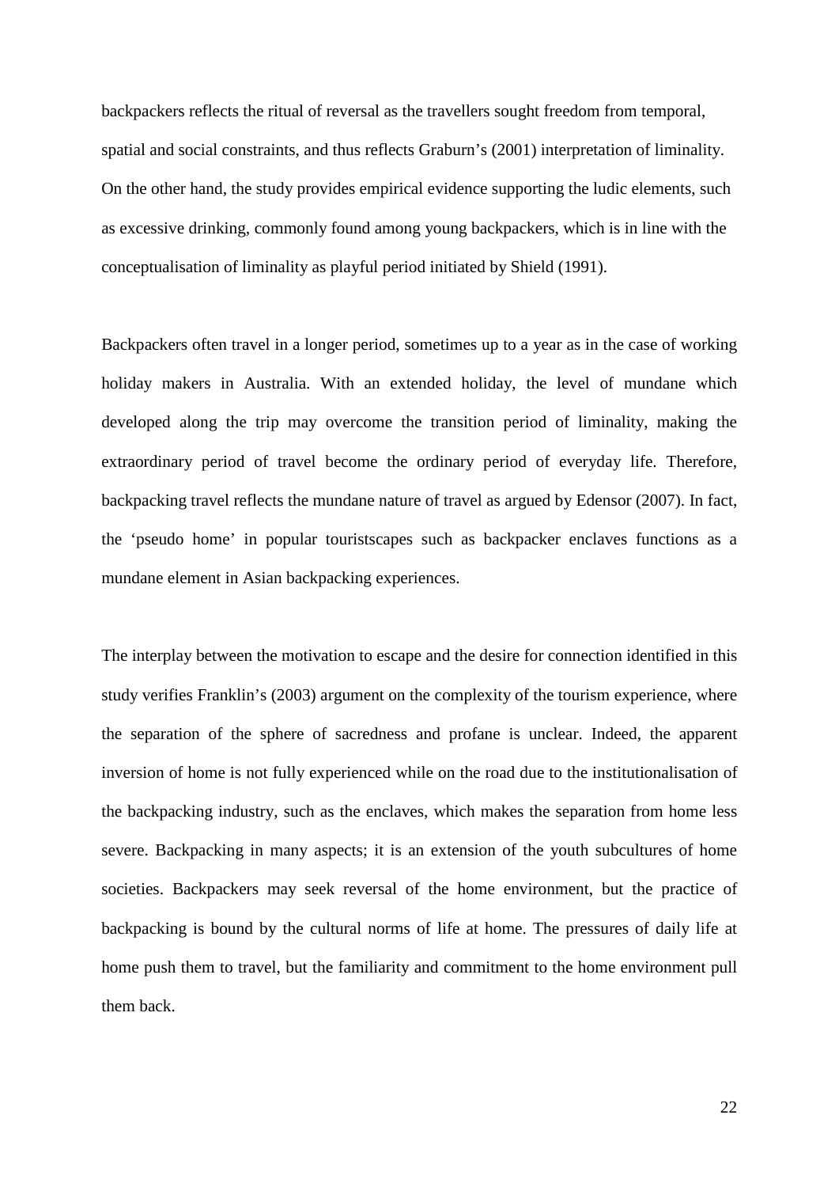backpackers reflects the ritual of reversal as the travellers sought freedom from temporal, spatial and social constraints, and thus reflects Graburn's (2001) interpretation of liminality. On the other hand, the study provides empirical evidence supporting the ludic elements, such as excessive drinking, commonly found among young backpackers, which is in line with the conceptualisation of liminality as playful period initiated by Shield (1991).

Backpackers often travel in a longer period, sometimes up to a year as in the case of working holiday makers in Australia. With an extended holiday, the level of mundane which developed along the trip may overcome the transition period of liminality, making the extraordinary period of travel become the ordinary period of everyday life. Therefore, backpacking travel reflects the mundane nature of travel as argued by Edensor (2007). In fact, the 'pseudo home' in popular touristscapes such as backpacker enclaves functions as a mundane element in Asian backpacking experiences.

The interplay between the motivation to escape and the desire for connection identified in this study verifies Franklin's (2003) argument on the complexity of the tourism experience, where the separation of the sphere of sacredness and profane is unclear. Indeed, the apparent inversion of home is not fully experienced while on the road due to the institutionalisation of the backpacking industry, such as the enclaves, which makes the separation from home less severe. Backpacking in many aspects; it is an extension of the youth subcultures of home societies. Backpackers may seek reversal of the home environment, but the practice of backpacking is bound by the cultural norms of life at home. The pressures of daily life at home push them to travel, but the familiarity and commitment to the home environment pull them back.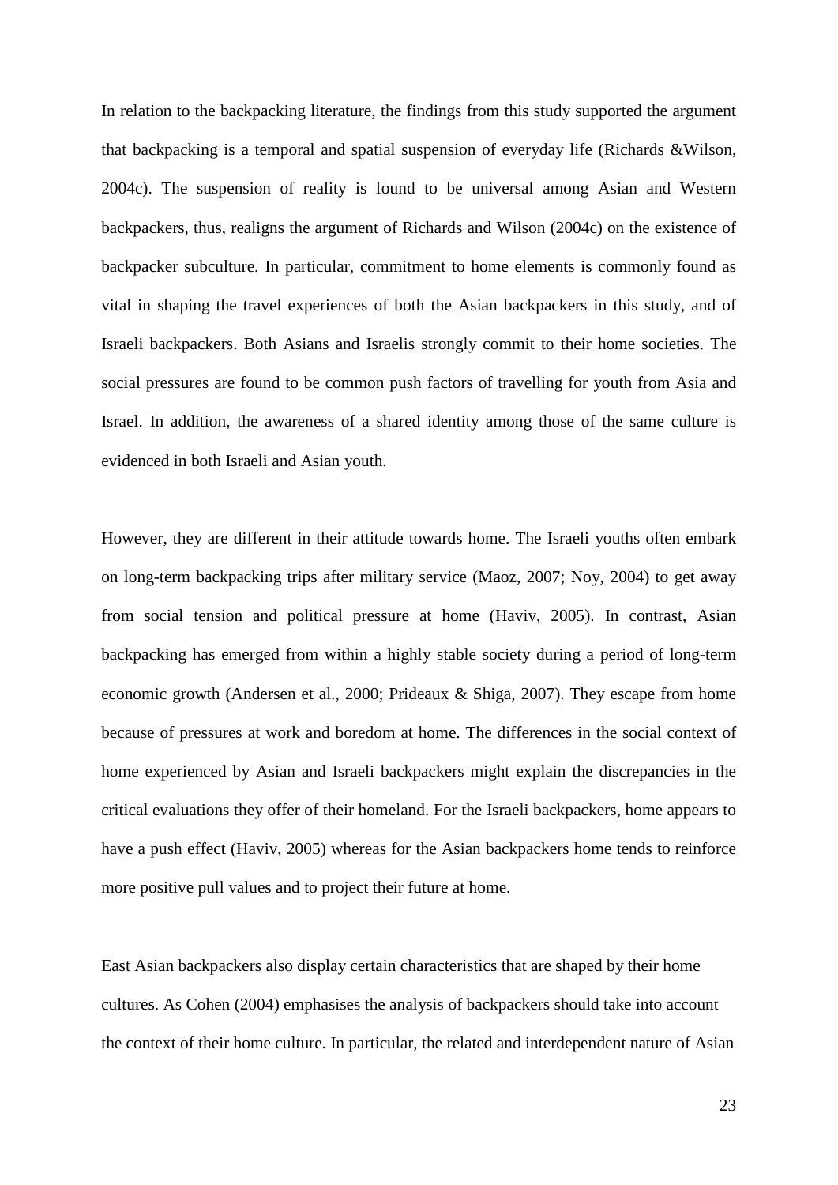In relation to the backpacking literature, the findings from this study supported the argument that backpacking is a temporal and spatial suspension of everyday life (Richards &Wilson, 2004c). The suspension of reality is found to be universal among Asian and Western backpackers, thus, realigns the argument of Richards and Wilson (2004c) on the existence of backpacker subculture. In particular, commitment to home elements is commonly found as vital in shaping the travel experiences of both the Asian backpackers in this study, and of Israeli backpackers. Both Asians and Israelis strongly commit to their home societies. The social pressures are found to be common push factors of travelling for youth from Asia and Israel. In addition, the awareness of a shared identity among those of the same culture is evidenced in both Israeli and Asian youth.

However, they are different in their attitude towards home. The Israeli youths often embark on long-term backpacking trips after military service (Maoz, 2007; Noy, 2004) to get away from social tension and political pressure at home (Haviv, 2005). In contrast, Asian backpacking has emerged from within a highly stable society during a period of long-term economic growth (Andersen et al., 2000; Prideaux & Shiga, 2007). They escape from home because of pressures at work and boredom at home. The differences in the social context of home experienced by Asian and Israeli backpackers might explain the discrepancies in the critical evaluations they offer of their homeland. For the Israeli backpackers, home appears to have a push effect (Haviv, 2005) whereas for the Asian backpackers home tends to reinforce more positive pull values and to project their future at home.

East Asian backpackers also display certain characteristics that are shaped by their home cultures. As Cohen (2004) emphasises the analysis of backpackers should take into account the context of their home culture. In particular, the related and interdependent nature of Asian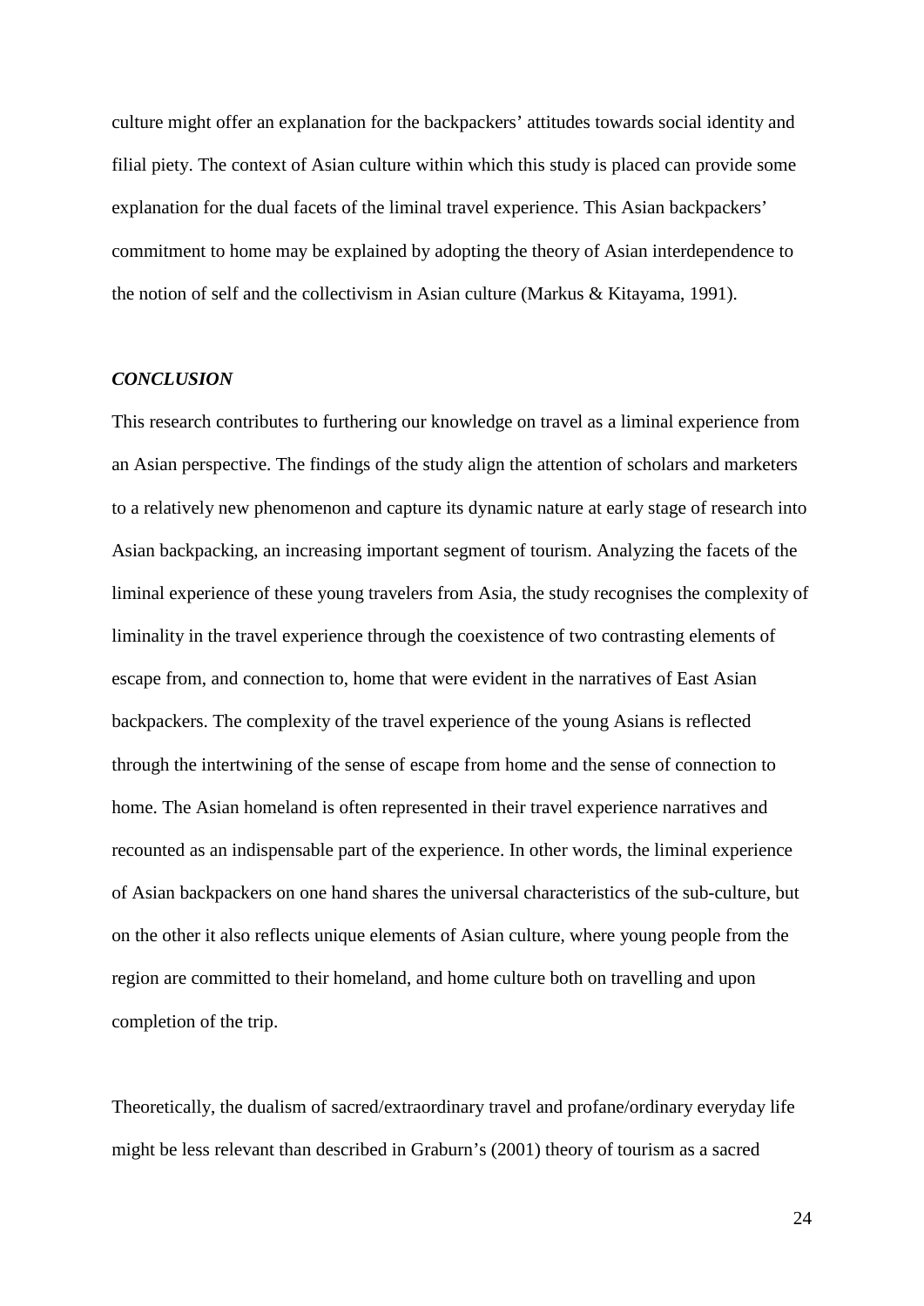culture might offer an explanation for the backpackers' attitudes towards social identity and filial piety. The context of Asian culture within which this study is placed can provide some explanation for the dual facets of the liminal travel experience. This Asian backpackers' commitment to home may be explained by adopting the theory of Asian interdependence to the notion of self and the collectivism in Asian culture (Markus & Kitayama, 1991).

### *CONCLUSION*

This research contributes to furthering our knowledge on travel as a liminal experience from an Asian perspective. The findings of the study align the attention of scholars and marketers to a relatively new phenomenon and capture its dynamic nature at early stage of research into Asian backpacking, an increasing important segment of tourism. Analyzing the facets of the liminal experience of these young travelers from Asia, the study recognises the complexity of liminality in the travel experience through the coexistence of two contrasting elements of escape from, and connection to, home that were evident in the narratives of East Asian backpackers. The complexity of the travel experience of the young Asians is reflected through the intertwining of the sense of escape from home and the sense of connection to home. The Asian homeland is often represented in their travel experience narratives and recounted as an indispensable part of the experience. In other words, the liminal experience of Asian backpackers on one hand shares the universal characteristics of the sub-culture, but on the other it also reflects unique elements of Asian culture, where young people from the region are committed to their homeland, and home culture both on travelling and upon completion of the trip.

Theoretically, the dualism of sacred/extraordinary travel and profane/ordinary everyday life might be less relevant than described in Graburn's (2001) theory of tourism as a sacred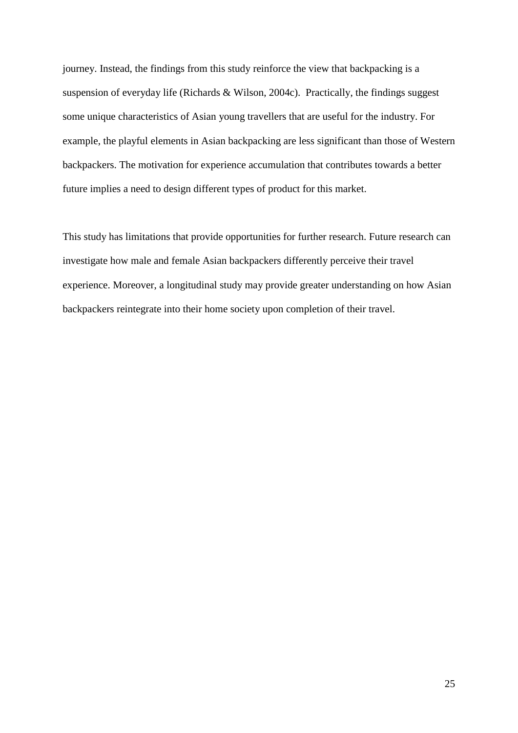journey. Instead, the findings from this study reinforce the view that backpacking is a suspension of everyday life (Richards & Wilson, 2004c). Practically, the findings suggest some unique characteristics of Asian young travellers that are useful for the industry. For example, the playful elements in Asian backpacking are less significant than those of Western backpackers. The motivation for experience accumulation that contributes towards a better future implies a need to design different types of product for this market.

This study has limitations that provide opportunities for further research. Future research can investigate how male and female Asian backpackers differently perceive their travel experience. Moreover, a longitudinal study may provide greater understanding on how Asian backpackers reintegrate into their home society upon completion of their travel.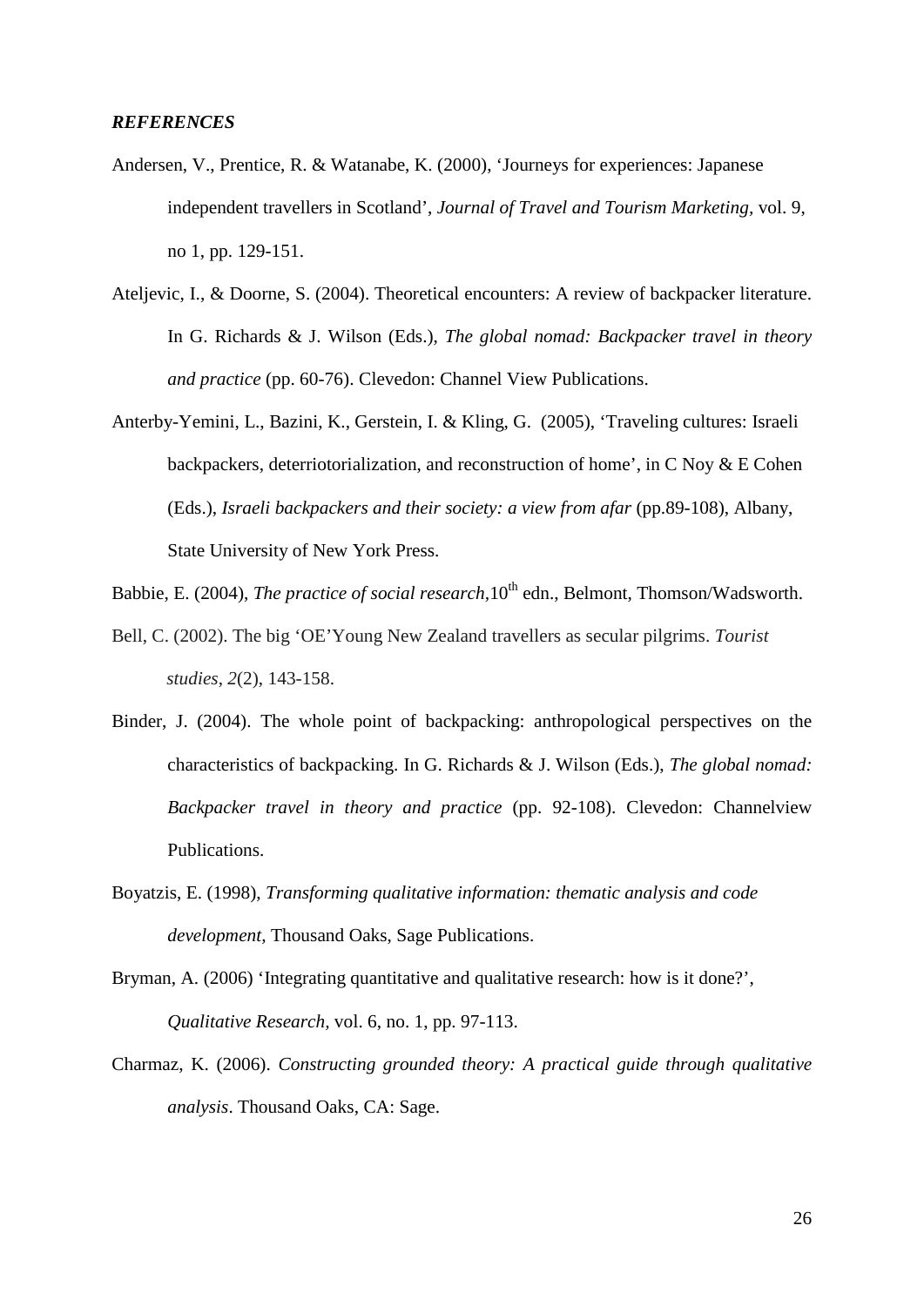***REFERENCES***

Andersen, V., Prentice, R. & Watanabe, K. (2000), 'Journeys for experiences: Japanese independent travellers in Scotland', *Journal of Travel and Tourism Marketing,* vol. 9, no 1, pp. 129-151.

Ateljevic, I., & Doorne, S. (2004). Theoretical encounters: A review of backpacker literature. In G. Richards & J. Wilson (Eds.), *The global nomad: Backpacker travel in theory and practice* (pp. 60-76). Clevedon: Channel View Publications.

Anterby-Yemini, L., Bazini, K., Gerstein, I. & Kling, G. (2005), 'Traveling cultures: Israeli backpackers, deterriotorialization, and reconstruction of home', in C Noy & E Cohen (Eds.), *Israeli backpackers and their society: a view from afar* (pp.89-108), Albany, State University of New York Press.

Babbie, E. (2004), *The practice of social research*,10th edn., Belmont, Thomson/Wadsworth.

Bell, C. (2002). The big 'OE'Young New Zealand travellers as secular pilgrims. *Tourist studies*, *2*(2), 143-158.

Binder, J. (2004). The whole point of backpacking: anthropological perspectives on the characteristics of backpacking. In G. Richards & J. Wilson (Eds.), *The global nomad: Backpacker travel in theory and practice* (pp. 92-108). Clevedon: Channelview Publications.

Boyatzis, E. (1998), *Transforming qualitative information: thematic analysis and code development,* Thousand Oaks, Sage Publications.

Bryman, A. (2006) 'Integrating quantitative and qualitative research: how is it done?', *Qualitative Research,* vol. 6, no. 1, pp. 97-113.

Charmaz, K. (2006). *Constructing grounded theory: A practical guide through qualitative analysis*. Thousand Oaks, CA: Sage.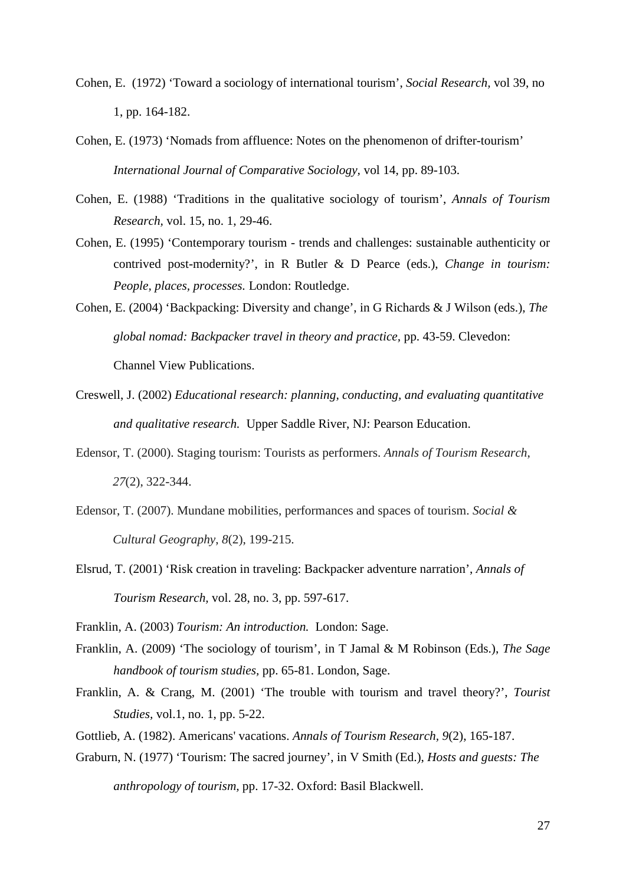Cohen, E. (1972) ‘Toward a sociology of international tourism’, *Social Research,* vol 39, no 1, pp. 164-182.

Cohen, E. (1973) ‘Nomads from affluence: Notes on the phenomenon of drifter-tourism’ *International Journal of Comparative Sociology,* vol 14, pp. 89-103.

Cohen, E. (1988) ‘Traditions in the qualitative sociology of tourism’, *Annals of Tourism Research,* vol. 15, no. 1, 29-46.

Cohen, E. (1995) ‘Contemporary tourism - trends and challenges: sustainable authenticity or contrived post-modernity?’, in R Butler & D Pearce (eds.), *Change in tourism: People, places, processes.* London: Routledge.

Cohen, E. (2004) ‘Backpacking: Diversity and change’, in G Richards & J Wilson (eds.), *The global nomad: Backpacker travel in theory and practice*, pp. 43-59. Clevedon: Channel View Publications.

Creswell, J. (2002) *Educational research: planning, conducting, and evaluating quantitative and qualitative research.* Upper Saddle River, NJ: Pearson Education.

Edensor, T. (2000). Staging tourism: Tourists as performers. *Annals of Tourism Research*, *27*(2), 322-344.

Edensor, T. (2007). Mundane mobilities, performances and spaces of tourism. *Social & Cultural Geography*, *8*(2), 199-215.

Elsrud, T. (2001) ‘Risk creation in traveling: Backpacker adventure narration’, *Annals of Tourism Research,* vol. 28, no. 3, pp. 597-617.

Franklin, A. (2003) *Tourism: An introduction.* London: Sage.

Franklin, A. (2009) ‘The sociology of tourism’, in T Jamal & M Robinson (Eds.), *The Sage handbook of tourism studies,* pp. 65-81. London, Sage.

Franklin, A. & Crang, M. (2001) ‘The trouble with tourism and travel theory?’, *Tourist Studies,* vol.1, no. 1, pp. 5-22.

Gottlieb, A. (1982). Americans' vacations. *Annals of Tourism Research*, *9*(2), 165-187.

Graburn, N. (1977) ‘Tourism: The sacred journey’, in V Smith (Ed.), *Hosts and guests: The anthropology of tourism*, pp. 17-32. Oxford: Basil Blackwell.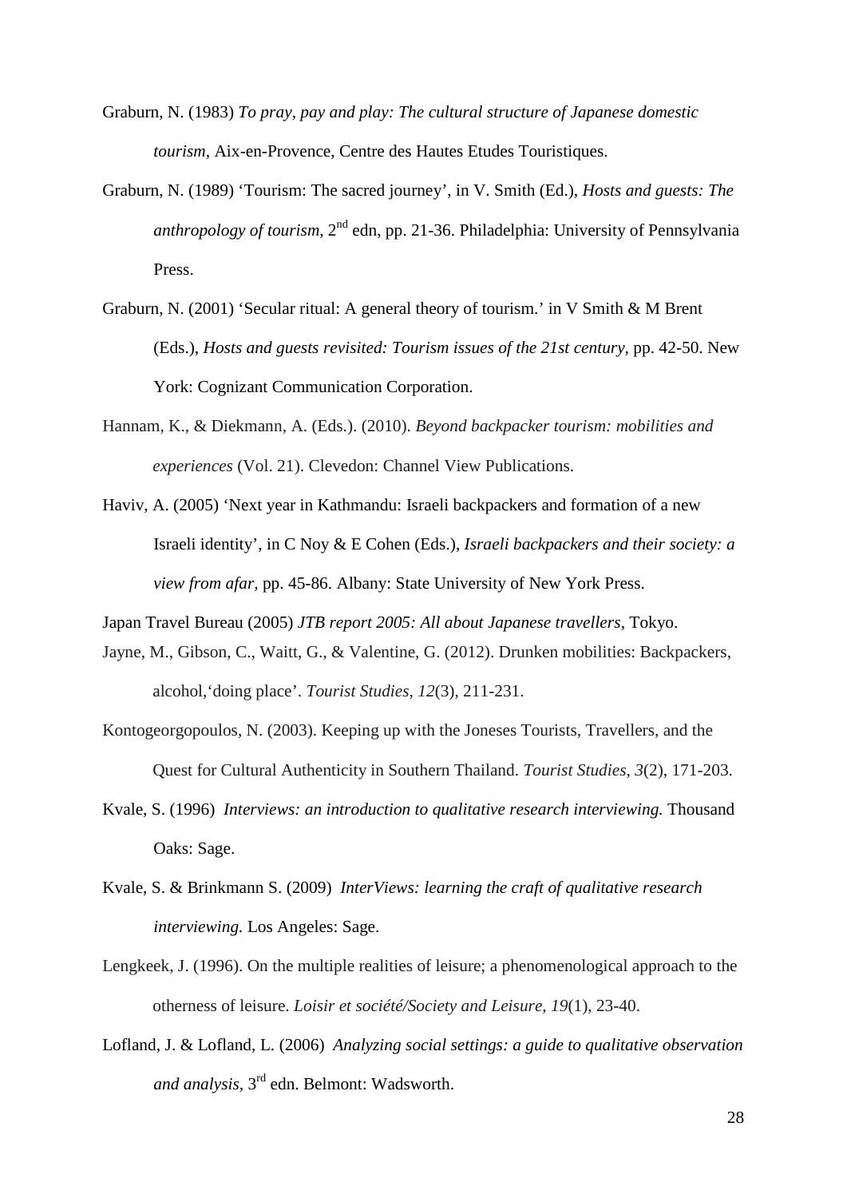Graburn, N. (1983) *To pray, pay and play: The cultural structure of Japanese domestic tourism,* Aix-en-Provence, Centre des Hautes Etudes Touristiques.

Graburn, N. (1989) 'Tourism: The sacred journey', in V. Smith (Ed.), *Hosts and guests: The anthropology of tourism,* 2nd edn, pp. 21-36. Philadelphia: University of Pennsylvania Press.

Graburn, N. (2001) 'Secular ritual: A general theory of tourism.' in V Smith & M Brent (Eds.), *Hosts and guests revisited: Tourism issues of the 21st century,* pp. 42-50. New York: Cognizant Communication Corporation.

Hannam, K., & Diekmann, A. (Eds.). (2010). *Beyond backpacker tourism: mobilities and experiences* (Vol. 21). Clevedon: Channel View Publications.

Haviv, A. (2005) 'Next year in Kathmandu: Israeli backpackers and formation of a new Israeli identity', in C Noy & E Cohen (Eds.), *Israeli backpackers and their society: a view from afar,* pp. 45-86. Albany: State University of New York Press.

Japan Travel Bureau (2005) *JTB report 2005: All about Japanese travellers,* Tokyo.

Jayne, M., Gibson, C., Waitt, G., & Valentine, G. (2012). Drunken mobilities: Backpackers, alcohol,'doing place'. *Tourist Studies*, *12*(3), 211-231.

Kontogeorgopoulos, N. (2003). Keeping up with the Joneses Tourists, Travellers, and the Quest for Cultural Authenticity in Southern Thailand. *Tourist Studies*, *3*(2), 171-203.

Kvale, S. (1996) *Interviews: an introduction to qualitative research interviewing.* Thousand Oaks: Sage.

Kvale, S. & Brinkmann S. (2009) *InterViews: learning the craft of qualitative research interviewing.* Los Angeles: Sage.

Lengkeek, J. (1996). On the multiple realities of leisure; a phenomenological approach to the otherness of leisure. *Loisir et société/Society and Leisure*, *19*(1), 23-40.

Lofland, J. & Lofland, L. (2006) *Analyzing social settings: a guide to qualitative observation and analysis,* 3rd edn. Belmont: Wadsworth.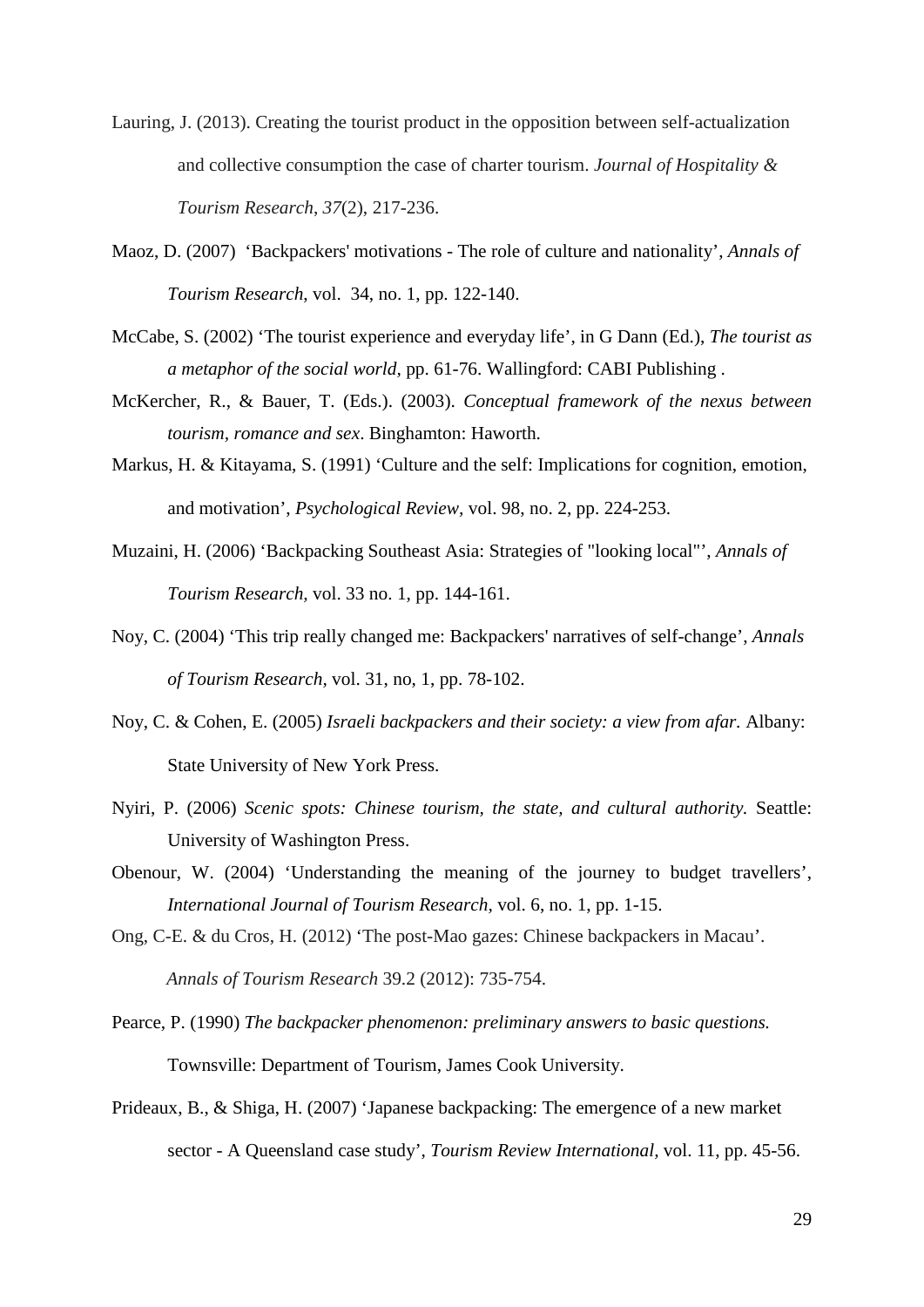Lauring, J. (2013). Creating the tourist product in the opposition between self-actualization and collective consumption the case of charter tourism. *Journal of Hospitality & Tourism Research*, *37*(2), 217-236.

Maoz, D. (2007) 'Backpackers' motivations - The role of culture and nationality', *Annals of Tourism Research*, vol. 34, no. 1, pp. 122-140.

McCabe, S. (2002) 'The tourist experience and everyday life', in G Dann (Ed.), *The tourist as a metaphor of the social world*, pp. 61-76. Wallingford: CABI Publishing .

McKercher, R., & Bauer, T. (Eds.). (2003). *Conceptual framework of the nexus between tourism, romance and sex*. Binghamton: Haworth.

Markus, H. & Kitayama, S. (1991) 'Culture and the self: Implications for cognition, emotion, and motivation', *Psychological Review*, vol. 98, no. 2, pp. 224-253.

Muzaini, H. (2006) 'Backpacking Southeast Asia: Strategies of "looking local"', *Annals of Tourism Research*, vol. 33 no. 1, pp. 144-161.

Noy, C. (2004) 'This trip really changed me: Backpackers' narratives of self-change', *Annals of Tourism Research*, vol. 31, no, 1, pp. 78-102.

Noy, C. & Cohen, E. (2005) *Israeli backpackers and their society: a view from afar.* Albany: State University of New York Press.

Nyiri, P. (2006) *Scenic spots: Chinese tourism, the state, and cultural authority.* Seattle: University of Washington Press.

Obenour, W. (2004) 'Understanding the meaning of the journey to budget travellers', *International Journal of Tourism Research*, vol. 6, no. 1, pp. 1-15.

Ong, C-E. & du Cros, H. (2012) 'The post-Mao gazes: Chinese backpackers in Macau'. *Annals of Tourism Research* 39.2 (2012): 735-754.

Pearce, P. (1990) *The backpacker phenomenon: preliminary answers to basic questions.* Townsville: Department of Tourism, James Cook University.

Prideaux, B., & Shiga, H. (2007) 'Japanese backpacking: The emergence of a new market sector - A Queensland case study', *Tourism Review International*, vol. 11, pp. 45-56.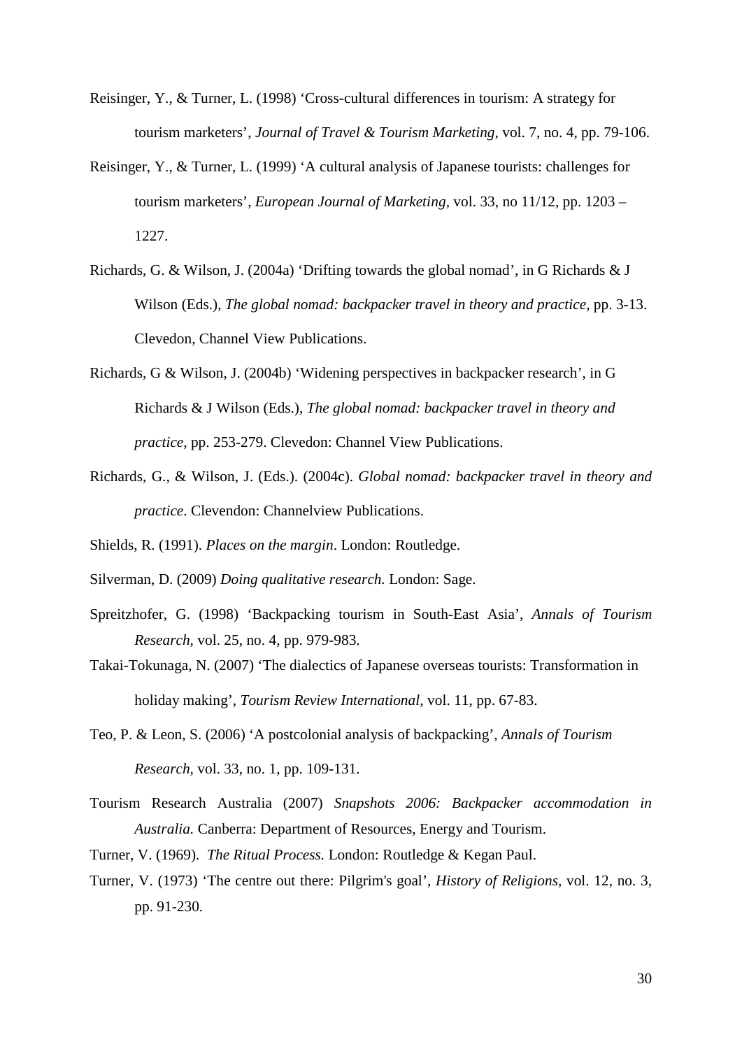Reisinger, Y., & Turner, L. (1998) 'Cross-cultural differences in tourism: A strategy for tourism marketers', *Journal of Travel & Tourism Marketing,* vol. 7, no. 4, pp. 79-106.

Reisinger, Y., & Turner, L. (1999) 'A cultural analysis of Japanese tourists: challenges for tourism marketers', *European Journal of Marketing,* vol. 33, no 11/12, pp. 1203 – 1227.

Richards, G. & Wilson, J. (2004a) 'Drifting towards the global nomad', in G Richards & J Wilson (Eds.), *The global nomad: backpacker travel in theory and practice,* pp. 3-13. Clevedon, Channel View Publications.

Richards, G & Wilson, J. (2004b) 'Widening perspectives in backpacker research', in G Richards & J Wilson (Eds.), *The global nomad: backpacker travel in theory and practice,* pp. 253-279. Clevedon: Channel View Publications.

Richards, G., & Wilson, J. (Eds.). (2004c). *Global nomad: backpacker travel in theory and practice*. Clevendon: Channelview Publications.

Shields, R. (1991). *Places on the margin*. London: Routledge.

Silverman, D. (2009) *Doing qualitative research.* London: Sage.

Spreitzhofer, G. (1998) 'Backpacking tourism in South-East Asia', *Annals of Tourism Research,* vol. 25, no. 4, pp. 979-983.

Takai-Tokunaga, N. (2007) 'The dialectics of Japanese overseas tourists: Transformation in holiday making', *Tourism Review International,* vol. 11, pp. 67-83.

Teo, P. & Leon, S. (2006) 'A postcolonial analysis of backpacking', *Annals of Tourism Research,* vol. 33, no. 1, pp. 109-131.

Tourism Research Australia (2007) *Snapshots 2006: Backpacker accommodation in Australia.* Canberra: Department of Resources, Energy and Tourism.

Turner, V. (1969). *The Ritual Process.* London: Routledge & Kegan Paul.

Turner, V. (1973) 'The centre out there: Pilgrim's goal', *History of Religions,* vol. 12, no. 3, pp. 91-230.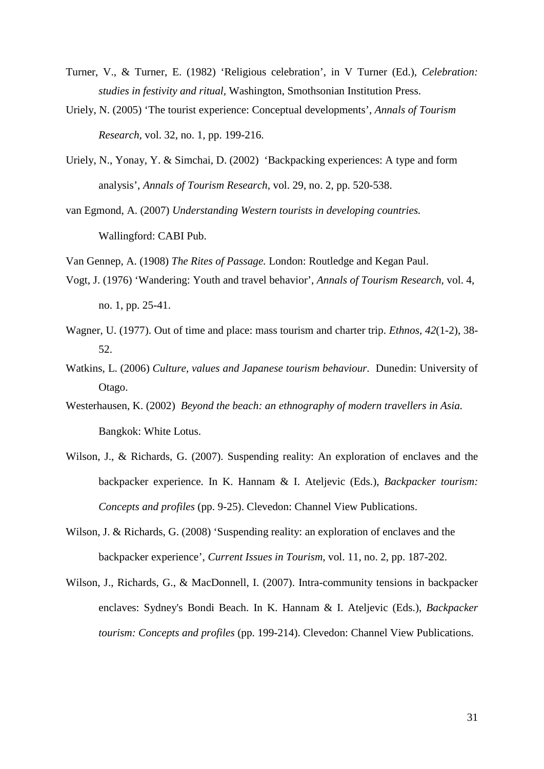Turner, V., & Turner, E. (1982) 'Religious celebration', in V Turner (Ed.), *Celebration: studies in festivity and ritual*, Washington, Smothsonian Institution Press.

Uriely, N. (2005) 'The tourist experience: Conceptual developments', *Annals of Tourism Research*, vol. 32, no. 1, pp. 199-216.

Uriely, N., Yonay, Y. & Simchai, D. (2002) 'Backpacking experiences: A type and form analysis', *Annals of Tourism Research*, vol. 29, no. 2, pp. 520-538.

van Egmond, A. (2007) *Understanding Western tourists in developing countries.* Wallingford: CABI Pub.

Van Gennep, A. (1908) *The Rites of Passage.* London: Routledge and Kegan Paul.

Vogt, J. (1976) 'Wandering: Youth and travel behavior', *Annals of Tourism Research*, vol. 4, no. 1, pp. 25-41.

Wagner, U. (1977). Out of time and place: mass tourism and charter trip. *Ethnos, 42*(1-2), 38-52.

Watkins, L. (2006) *Culture, values and Japanese tourism behaviour.* Dunedin: University of Otago.

Westerhausen, K. (2002) *Beyond the beach: an ethnography of modern travellers in Asia.* Bangkok: White Lotus.

Wilson, J., & Richards, G. (2007). Suspending reality: An exploration of enclaves and the backpacker experience. In K. Hannam & I. Ateljevic (Eds.), *Backpacker tourism: Concepts and profiles* (pp. 9-25). Clevedon: Channel View Publications.

Wilson, J. & Richards, G. (2008) 'Suspending reality: an exploration of enclaves and the backpacker experience', *Current Issues in Tourism*, vol. 11, no. 2, pp. 187-202.

Wilson, J., Richards, G., & MacDonnell, I. (2007). Intra-community tensions in backpacker enclaves: Sydney's Bondi Beach. In K. Hannam & I. Ateljevic (Eds.), *Backpacker tourism: Concepts and profiles* (pp. 199-214). Clevedon: Channel View Publications.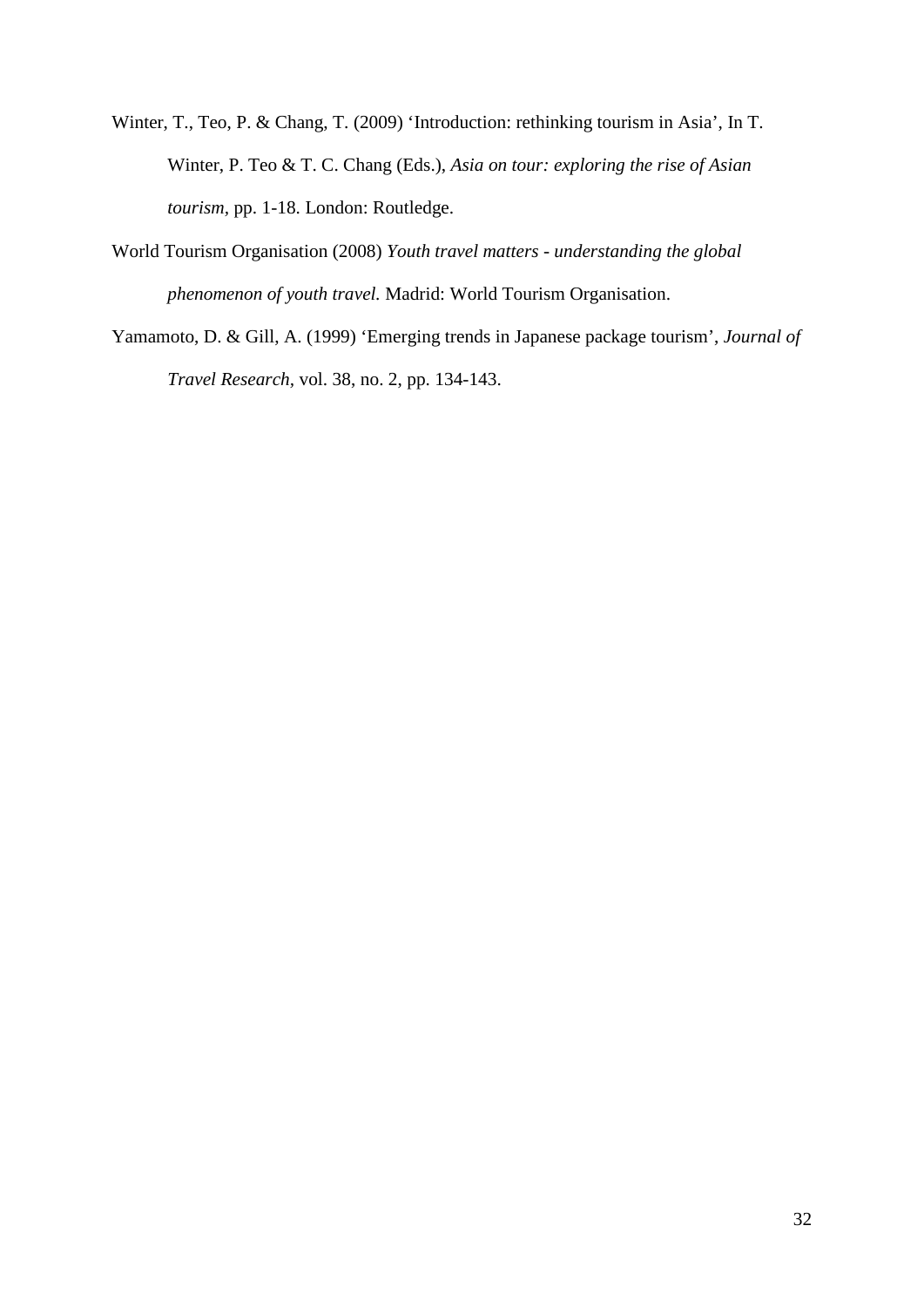Winter, T., Teo, P. & Chang, T. (2009) 'Introduction: rethinking tourism in Asia', In T. Winter, P. Teo & T. C. Chang (Eds.), *Asia on tour: exploring the rise of Asian tourism*, pp. 1-18. London: Routledge.

World Tourism Organisation (2008) *Youth travel matters - understanding the global phenomenon of youth travel.* Madrid: World Tourism Organisation.

Yamamoto, D. & Gill, A. (1999) 'Emerging trends in Japanese package tourism', *Journal of Travel Research*, vol. 38, no. 2, pp. 134-143.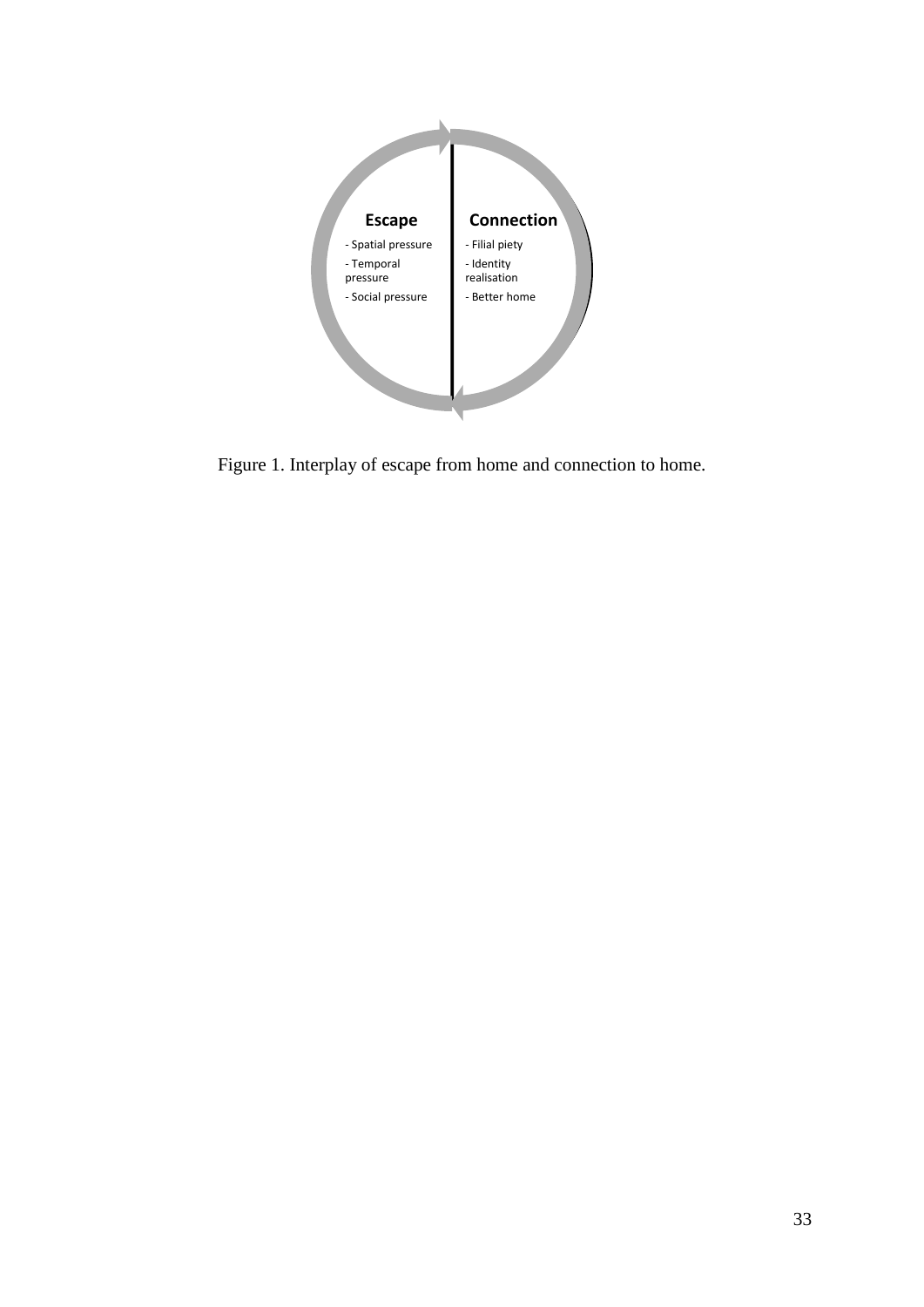Escape

- Spatial pressure
- Temporal pressure
- Social pressure

Connection

- Filial piety
- Identity realisation
- Better home

Figure 1. Interplay of escape from home and connection to home.